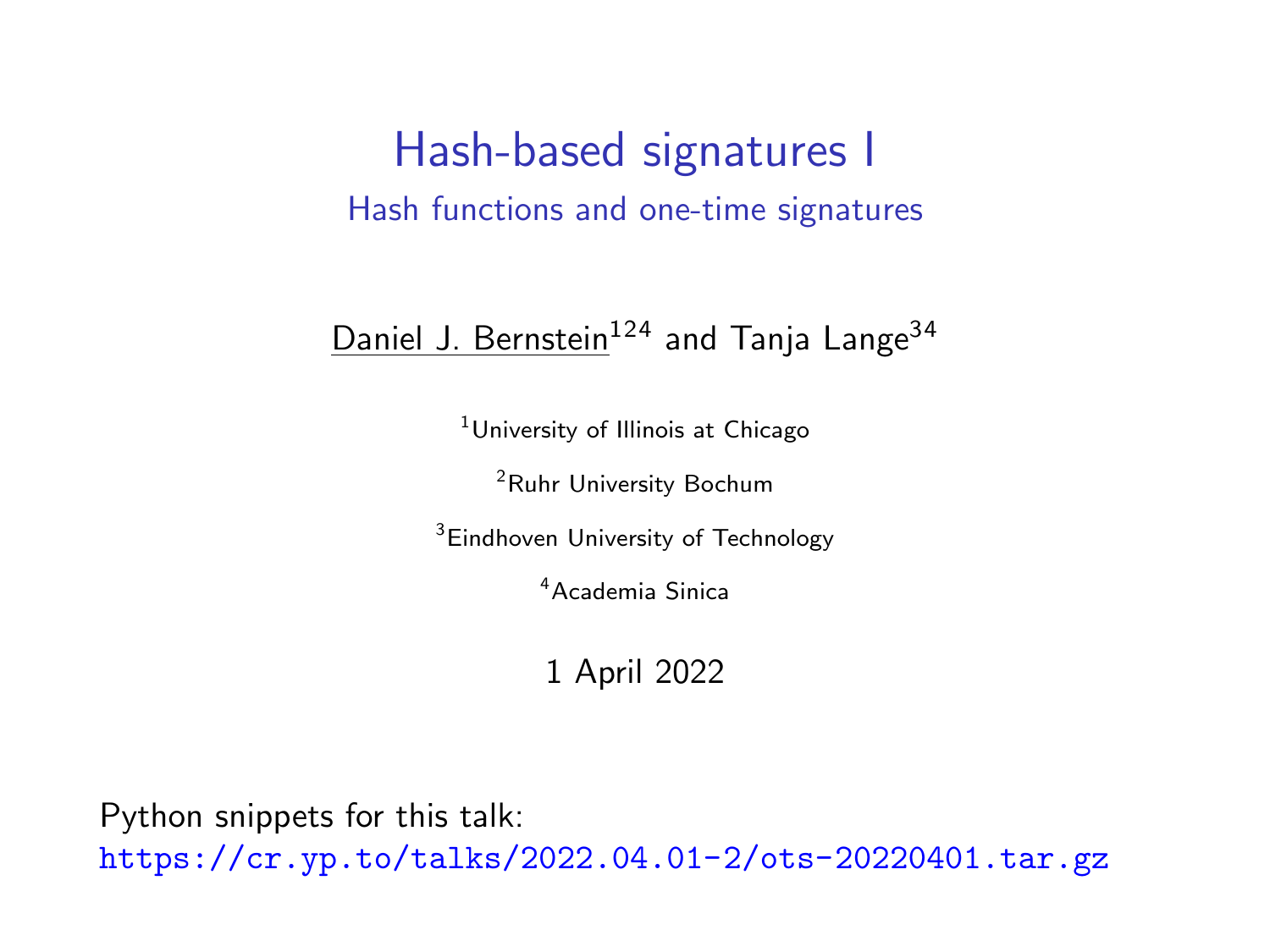# Hash-based signatures I

## Hash functions and one-time signatures

Daniel J. Bernstein[1,2,4] and Tanja Lange[3,4]

[1]University of Illinois at Chicago

[2]Ruhr University Bochum

[3]Eindhoven University of Technology

[4]Academia Sinica

1 April 2022

Python snippets for this talk:
https://cr.yp.to/talks/2022.04.01-2/ots-20220401.tar.gz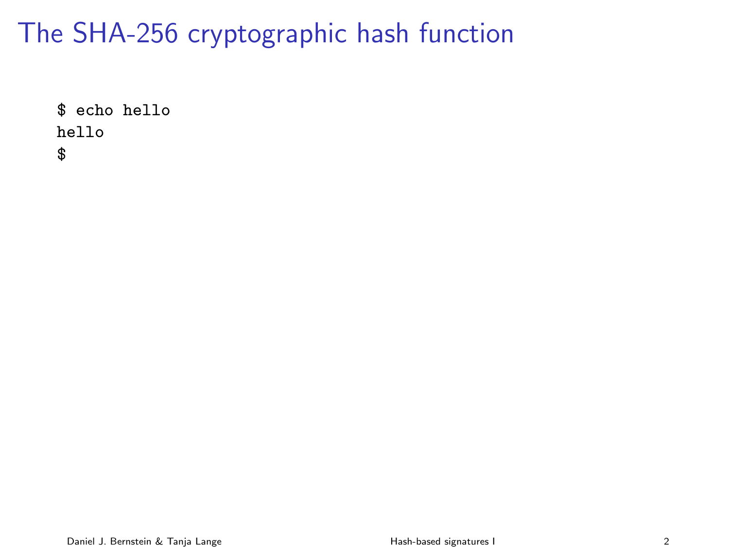# The SHA-256 cryptographic hash function

```
$ echo hello
hello
$
```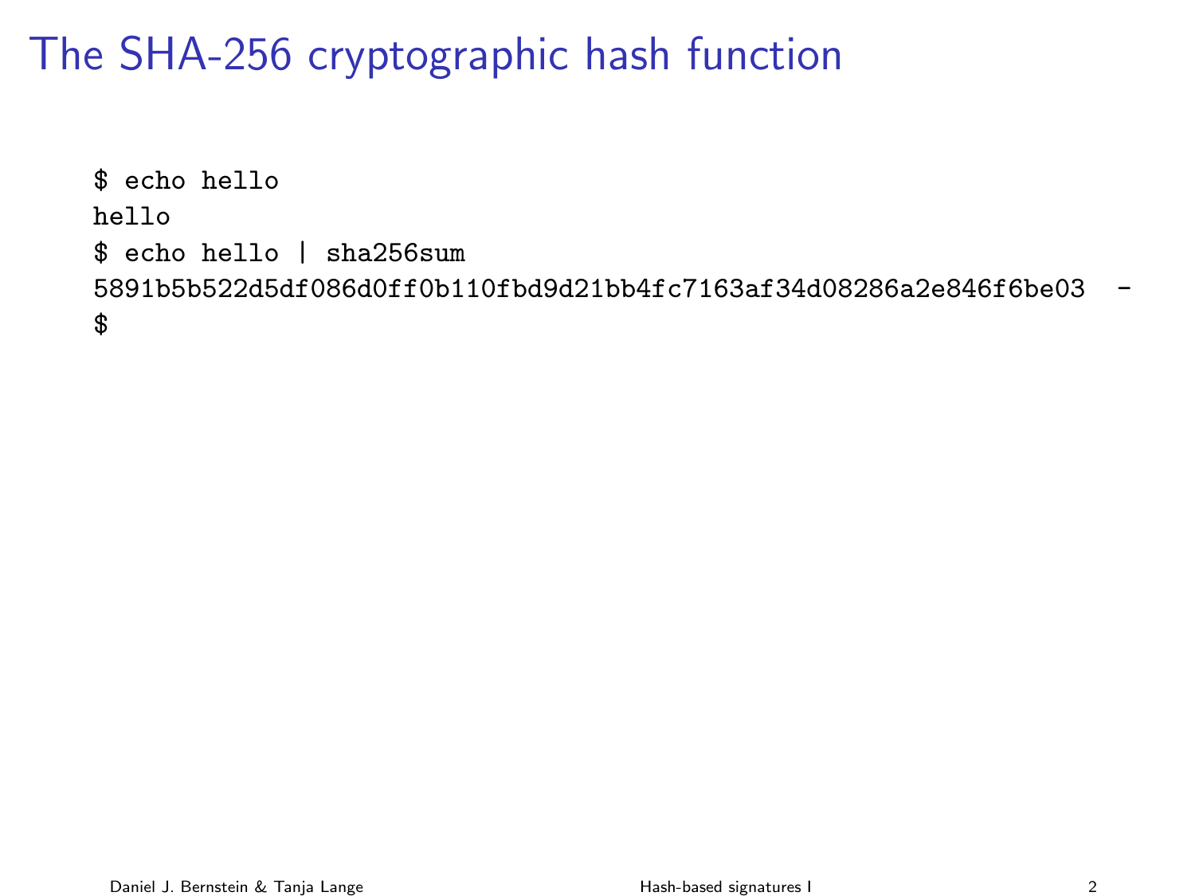# The SHA-256 cryptographic hash function

```
$ echo hello
hello
$ echo hello | sha256sum
5891b5b522d5df086d0ff0b110fbd9d21bb4fc7163af34d08286a2e846f6be03  -
$
```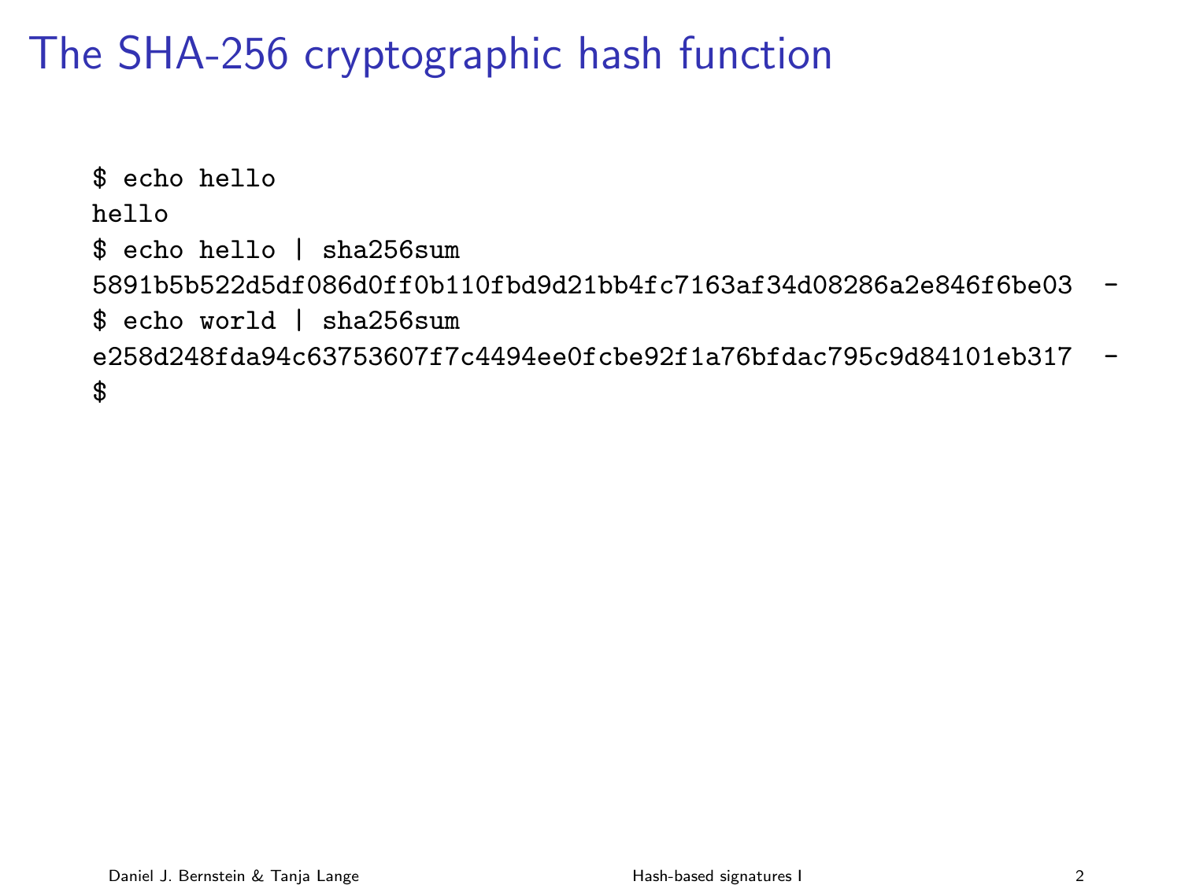# The SHA-256 cryptographic hash function

```
$ echo hello
hello
$ echo hello | sha256sum
5891b5b522d5df086d0ff0b110fbd9d21bb4fc7163af34d08286a2e846f6be03  -
$ echo world | sha256sum
e258d248fda94c63753607f7c4494ee0fcbe92f1a76bfdac795c9d84101eb317  -
$
```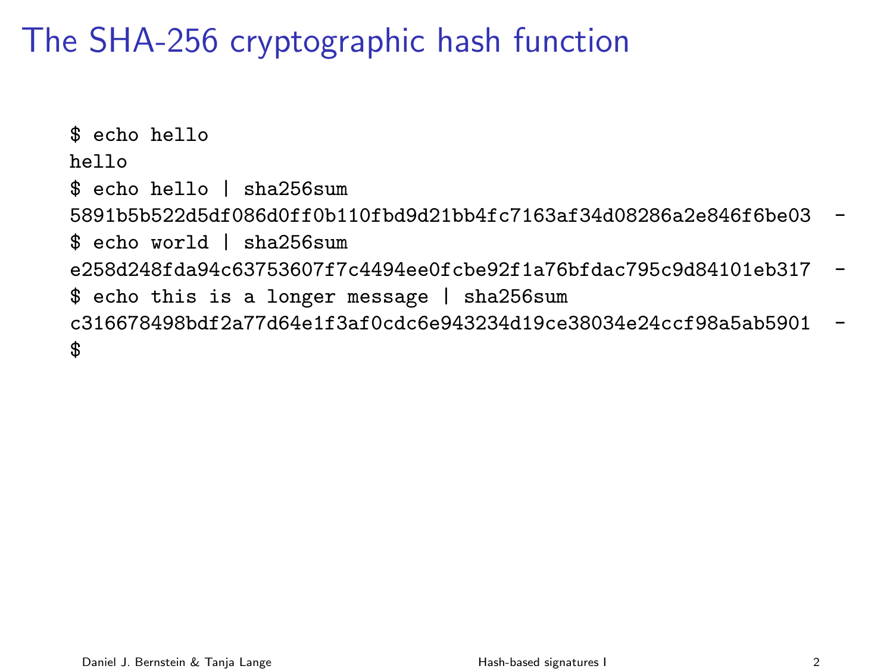# The SHA-256 cryptographic hash function

```
$ echo hello
hello
$ echo hello | sha256sum
5891b5b522d5df086d0ff0b110fbd9d21bb4fc7163af34d08286a2e846f6be03  -
$ echo world | sha256sum
e258d248fda94c63753607f7c4494ee0fcbe92f1a76bfdac795c9d84101eb317  -
$ echo this is a longer message | sha256sum
c316678498bdf2a77d64e1f3af0cdc6e943234d19ce38034e24ccf98a5ab5901  -
$
```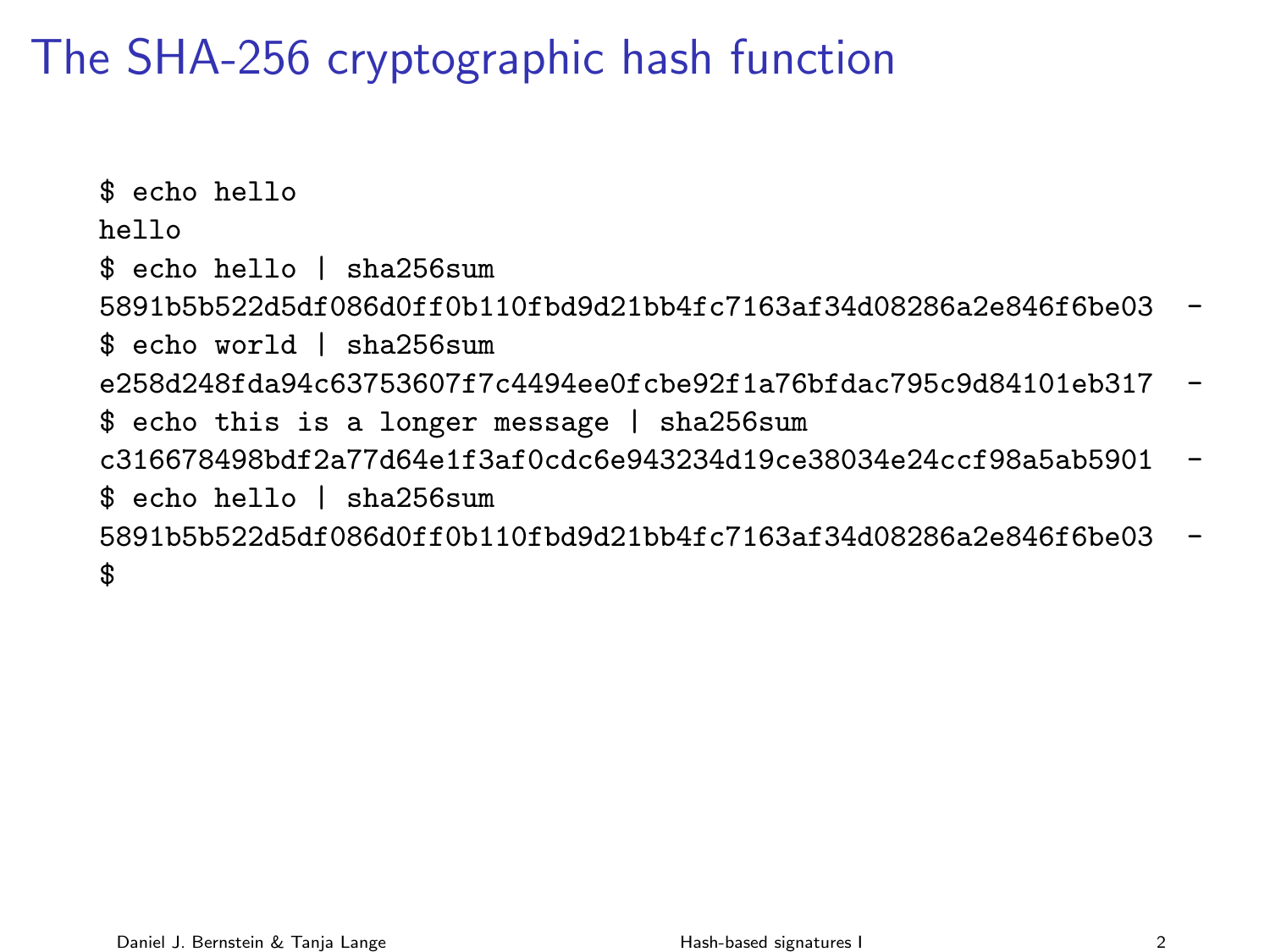# The SHA-256 cryptographic hash function

```
$ echo hello
hello
$ echo hello | sha256sum
5891b5b522d5df086d0ff0b110fbd9d21bb4fc7163af34d08286a2e846f6be03  -
$ echo world | sha256sum
e258d248fda94c63753607f7c4494ee0fcbe92f1a76bfdac795c9d84101eb317  -
$ echo this is a longer message | sha256sum
c316678498bdf2a77d64e1f3af0cdc6e943234d19ce38034e24ccf98a5ab5901  -
$ echo hello | sha256sum
5891b5b522d5df086d0ff0b110fbd9d21bb4fc7163af34d08286a2e846f6be03  -
$
```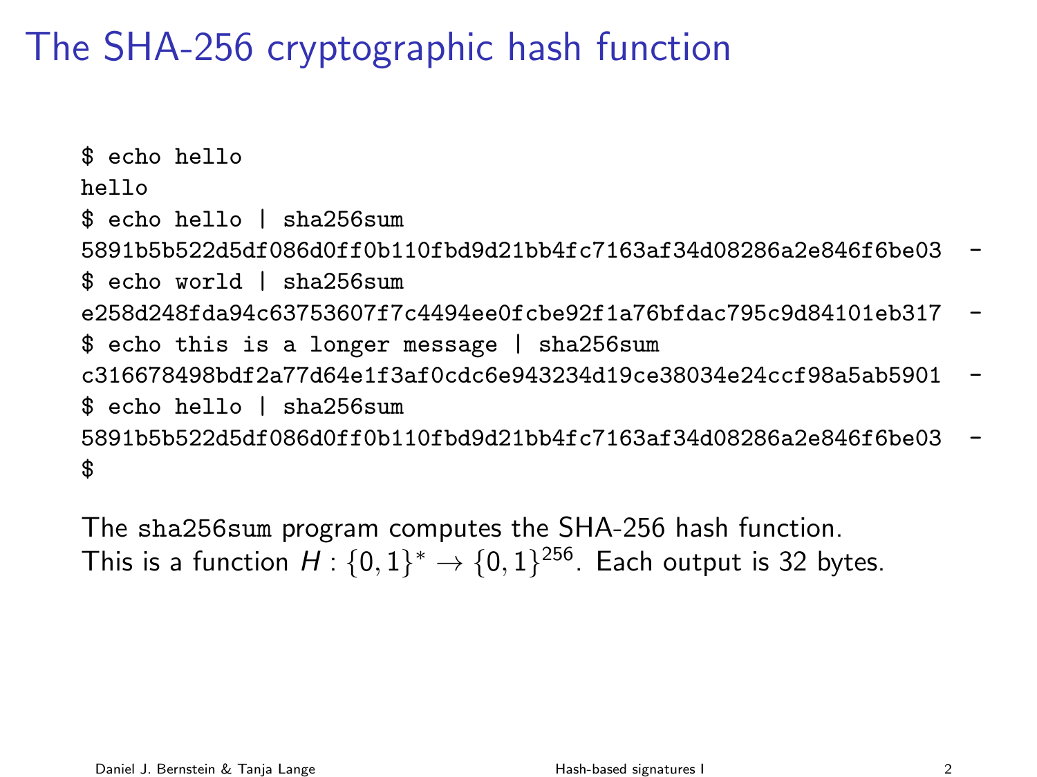# The SHA-256 cryptographic hash function

```
$ echo hello
hello
$ echo hello | sha256sum
5891b5b522d5df086d0ff0b110fbd9d21bb4fc7163af34d08286a2e846f6be03  -
$ echo world | sha256sum
e258d248fda94c63753607f7c4494ee0fcbe92f1a76bfdac795c9d84101eb317  -
$ echo this is a longer message | sha256sum
c316678498bdf2a77d64e1f3af0cdc6e943234d19ce38034e24ccf98a5ab5901  -
$ echo hello | sha256sum
5891b5b522d5df086d0ff0b110fbd9d21bb4fc7163af34d08286a2e846f6be03  -
$
```

The `sha256sum` program computes the SHA-256 hash function.
This is a function $H : \{0,1\}^* \to \{0,1\}^{256}$. Each output is 32 bytes.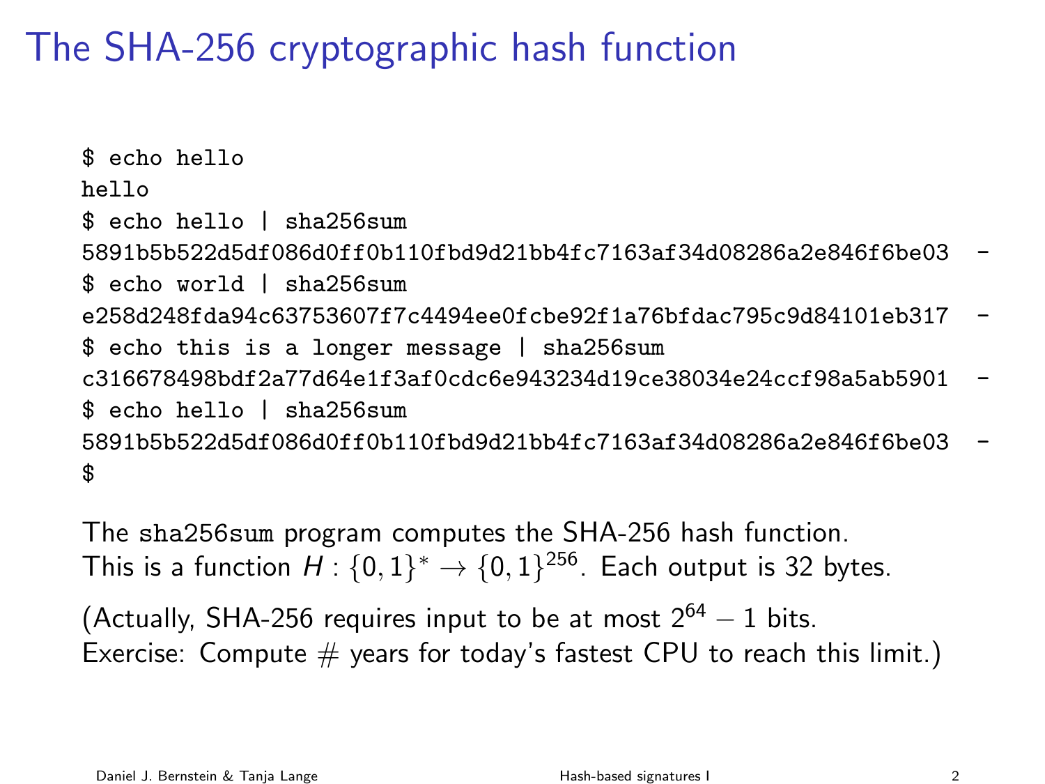# The SHA-256 cryptographic hash function

```
$ echo hello
hello
$ echo hello | sha256sum
5891b5b522d5df086d0ff0b110fbd9d21bb4fc7163af34d08286a2e846f6be03  -
$ echo world | sha256sum
e258d248fda94c63753607f7c4494ee0fcbe92f1a76bfdac795c9d84101eb317  -
$ echo this is a longer message | sha256sum
c316678498bdf2a77d64e1f3af0cdc6e943234d19ce38034e24ccf98a5ab5901  -
$ echo hello | sha256sum
5891b5b522d5df086d0ff0b110fbd9d21bb4fc7163af34d08286a2e846f6be03  -
$
```

The `sha256sum` program computes the SHA-256 hash function. This is a function $H : \{0,1\}^* \to \{0,1\}^{256}$. Each output is 32 bytes.

(Actually, SHA-256 requires input to be at most $2^{64} - 1$ bits. Exercise: Compute # years for today's fastest CPU to reach this limit.)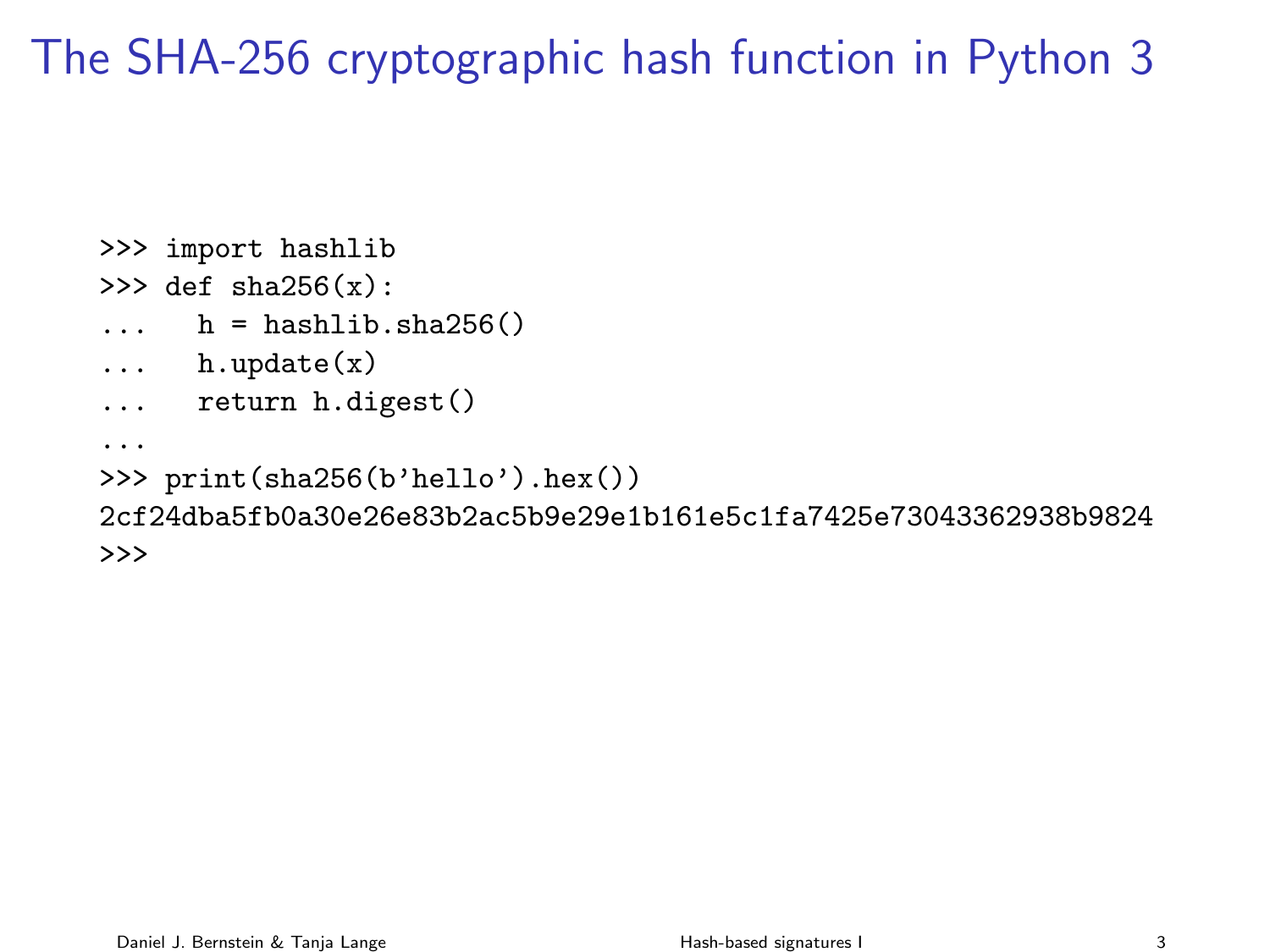# The SHA-256 cryptographic hash function in Python 3

```
>>> import hashlib
>>> def sha256(x):
...   h = hashlib.sha256()
...   h.update(x)
...   return h.digest()
...
>>> print(sha256(b'hello').hex())
2cf24dba5fb0a30e26e83b2ac5b9e29e1b161e5c1fa7425e73043362938b9824
>>>
```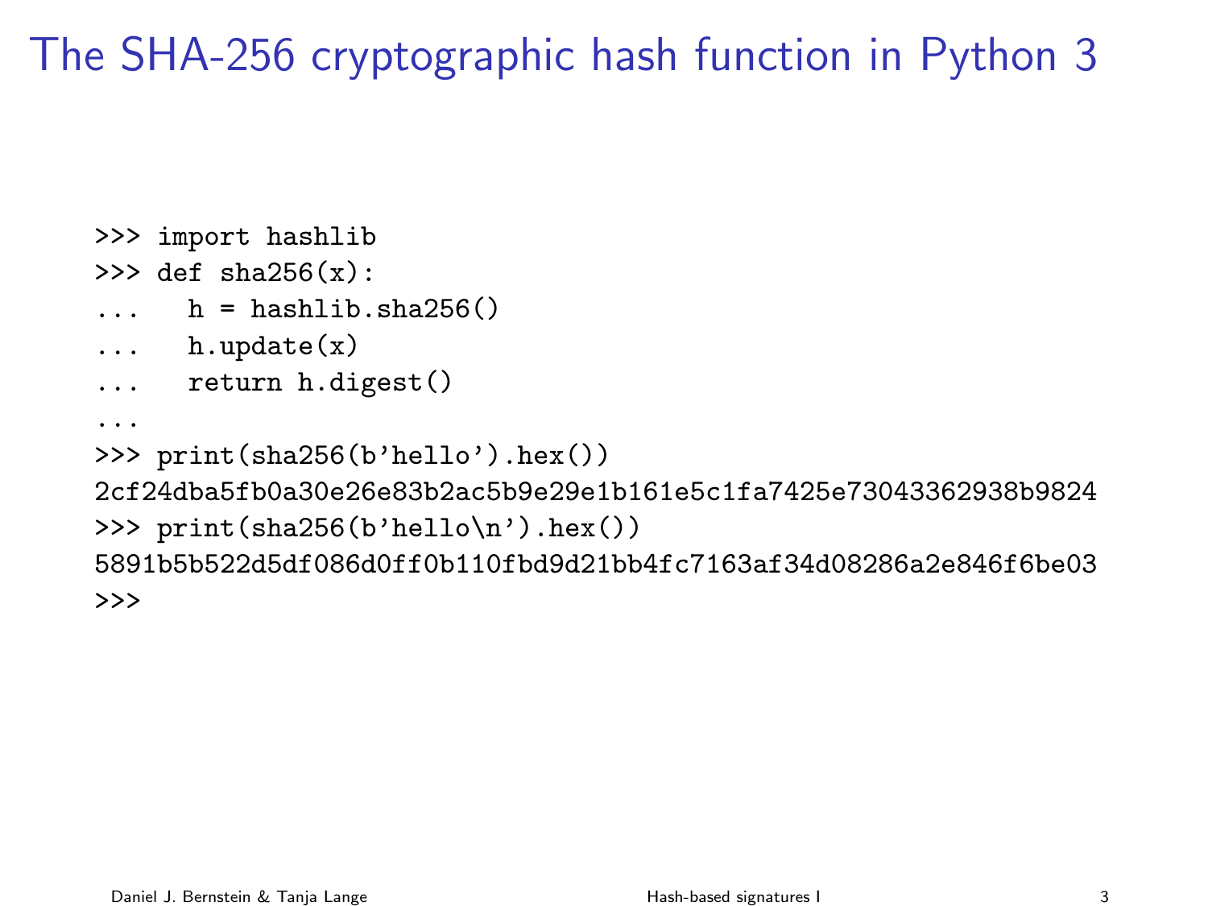# The SHA-256 cryptographic hash function in Python 3

```
>>> import hashlib
>>> def sha256(x):
...   h = hashlib.sha256()
...   h.update(x)
...   return h.digest()
...
>>> print(sha256(b'hello').hex())
2cf24dba5fb0a30e26e83b2ac5b9e29e1b161e5c1fa7425e73043362938b9824
>>> print(sha256(b'hello\n').hex())
5891b5b522d5df086d0ff0b110fbd9d21bb4fc7163af34d08286a2e846f6be03
>>>
```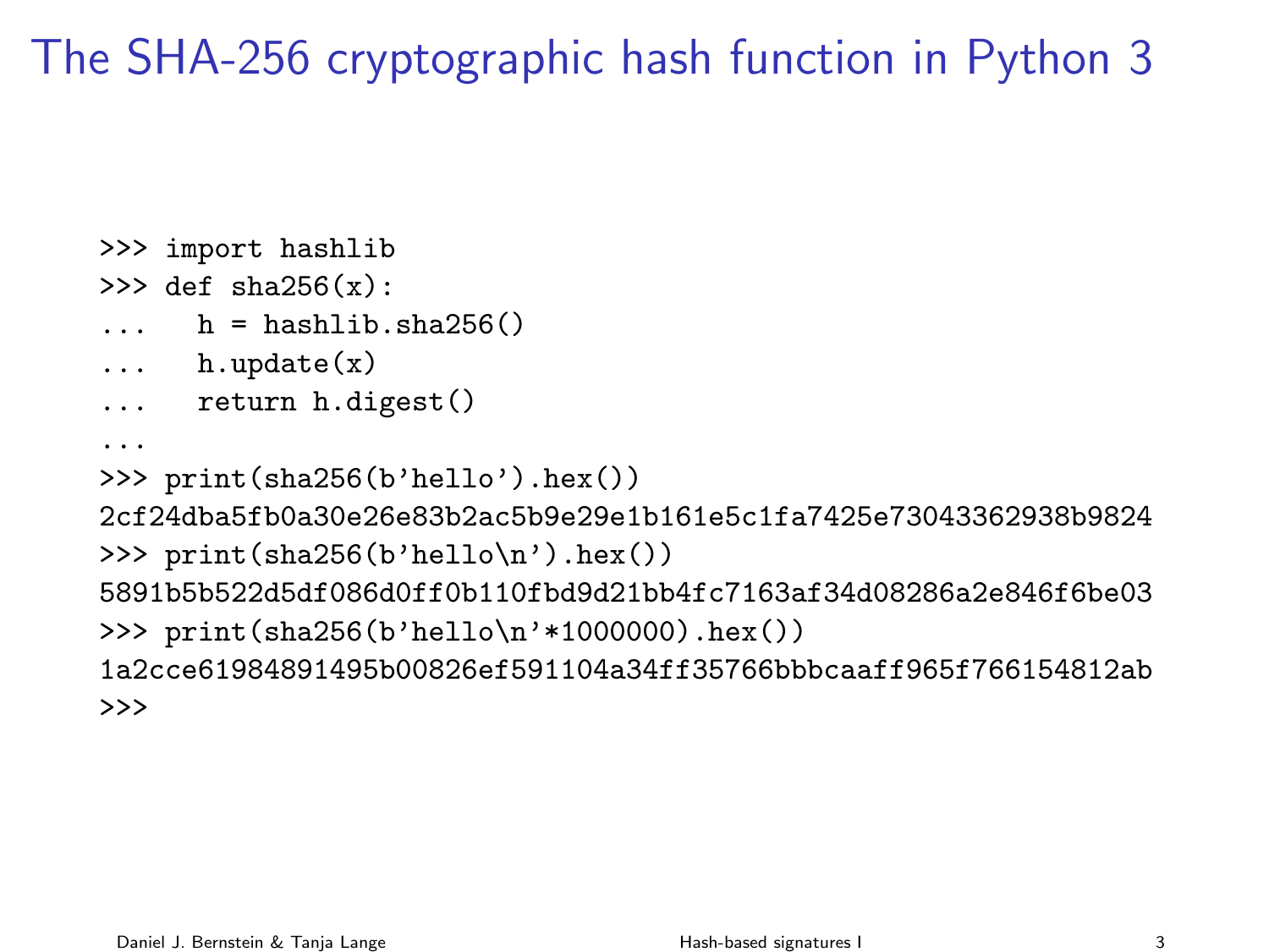# The SHA-256 cryptographic hash function in Python 3

```
>>> import hashlib
>>> def sha256(x):
...   h = hashlib.sha256()
...   h.update(x)
...   return h.digest()
...
>>> print(sha256(b'hello').hex())
2cf24dba5fb0a30e26e83b2ac5b9e29e1b161e5c1fa7425e73043362938b9824
>>> print(sha256(b'hello\n').hex())
5891b5b522d5df086d0ff0b110fbd9d21bb4fc7163af34d08286a2e846f6be03
>>> print(sha256(b'hello\n'*1000000).hex())
1a2cce61984891495b00826ef591104a34ff35766bbbcaaff965f766154812ab
>>>
```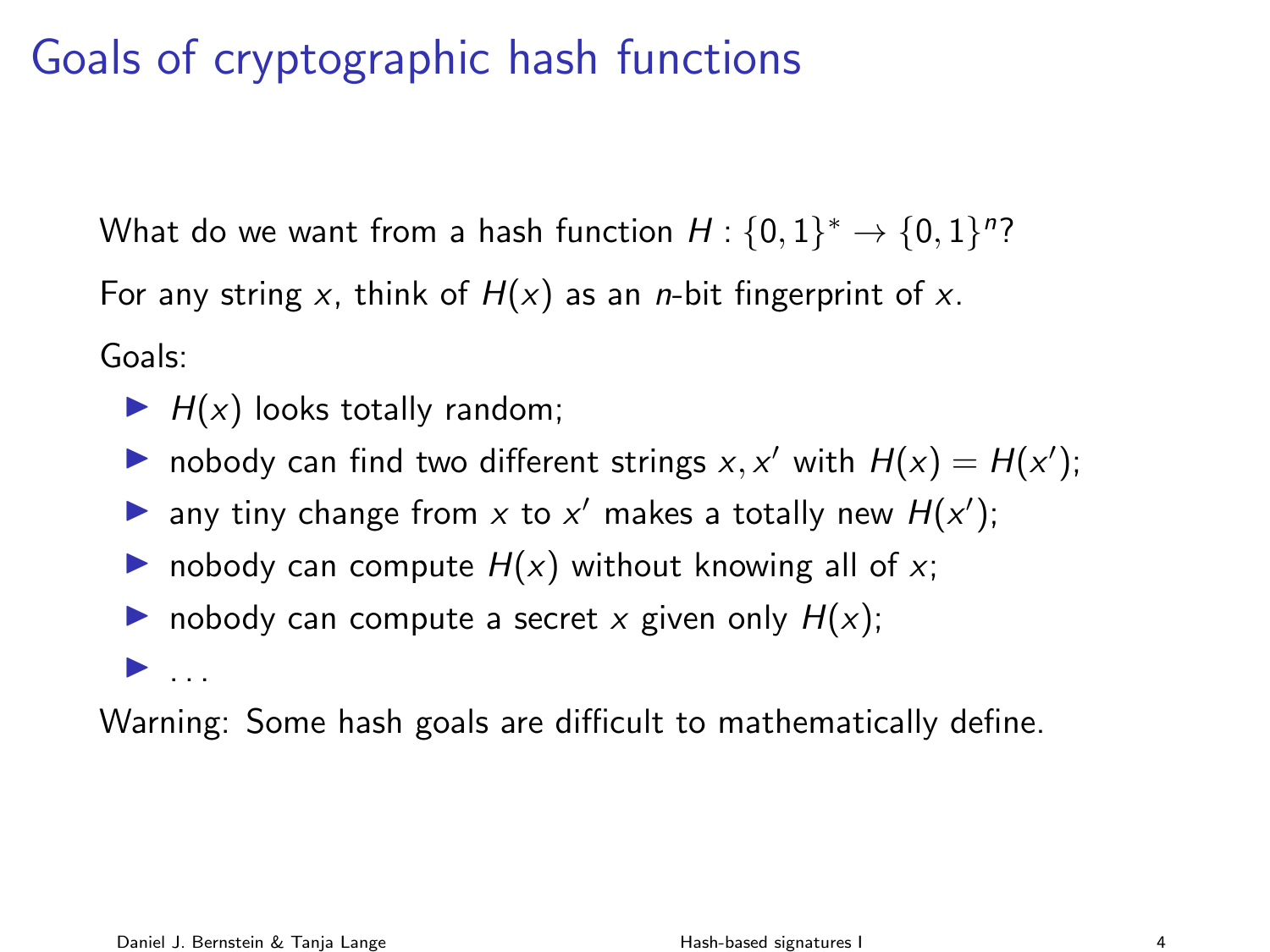# Goals of cryptographic hash functions

What do we want from a hash function $H : \{0,1\}^* \to \{0,1\}^n$?

For any string $x$, think of $H(x)$ as an $n$-bit fingerprint of $x$.

Goals:

- $H(x)$ looks totally random;
- nobody can find two different strings $x, x'$ with $H(x) = H(x')$;
- any tiny change from $x$ to $x'$ makes a totally new $H(x')$;
- nobody can compute $H(x)$ without knowing all of $x$;
- nobody can compute a secret $x$ given only $H(x)$;
- ...

Warning: Some hash goals are difficult to mathematically define.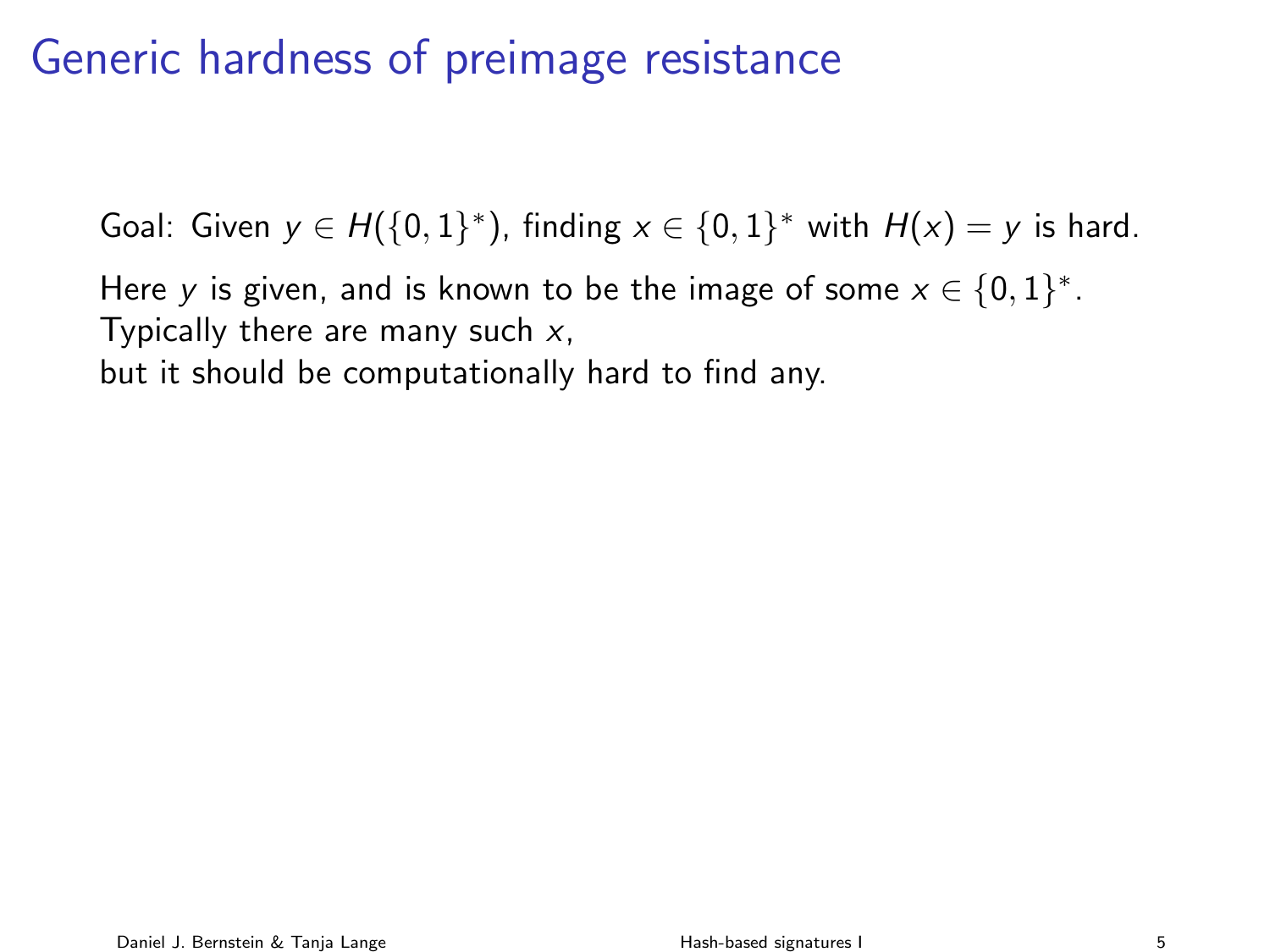# Generic hardness of preimage resistance

Goal: Given $y \in H(\{0,1\}^*)$, finding $x \in \{0,1\}^*$ with $H(x) = y$ is hard.

Here $y$ is given, and is known to be the image of some $x \in \{0,1\}^*$.
Typically there are many such $x$,
but it should be computationally hard to find any.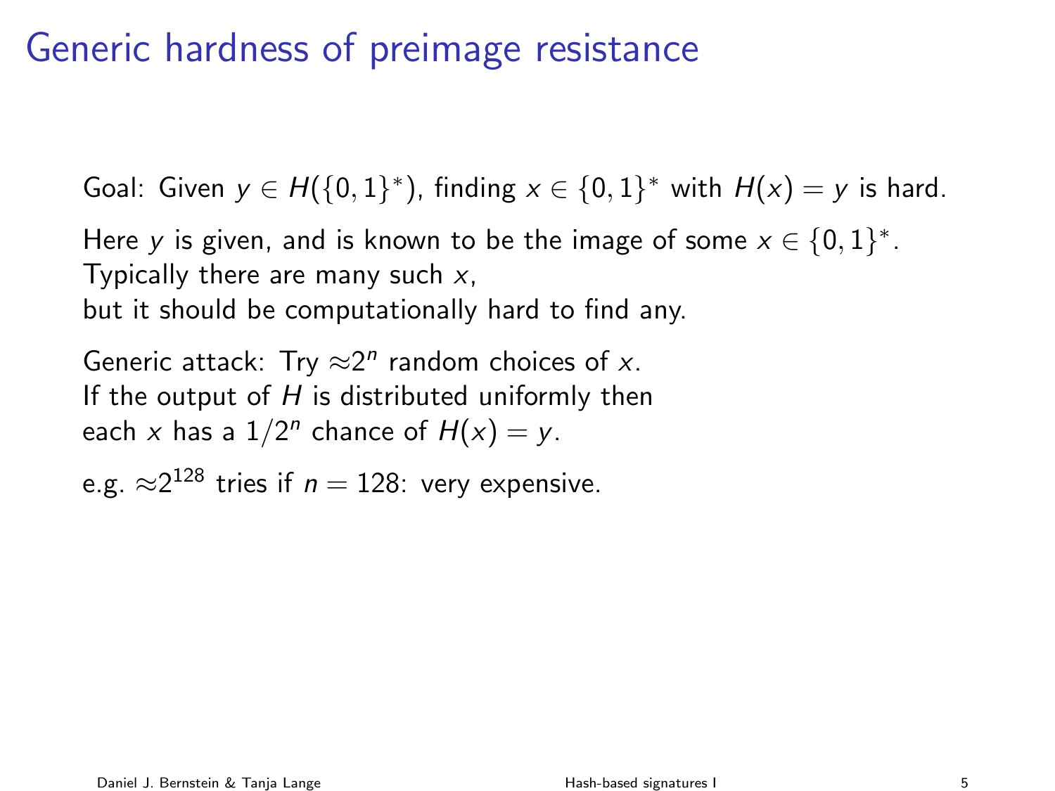# Generic hardness of preimage resistance

Goal: Given $y \in H(\{0,1\}^*)$, finding $x \in \{0,1\}^*$ with $H(x) = y$ is hard.

Here $y$ is given, and is known to be the image of some $x \in \{0,1\}^*$.
Typically there are many such $x$,
but it should be computationally hard to find any.

Generic attack: Try $\approx 2^n$ random choices of $x$.
If the output of $H$ is distributed uniformly then
each $x$ has a $1/2^n$ chance of $H(x) = y$.

e.g. $\approx 2^{128}$ tries if $n = 128$: very expensive.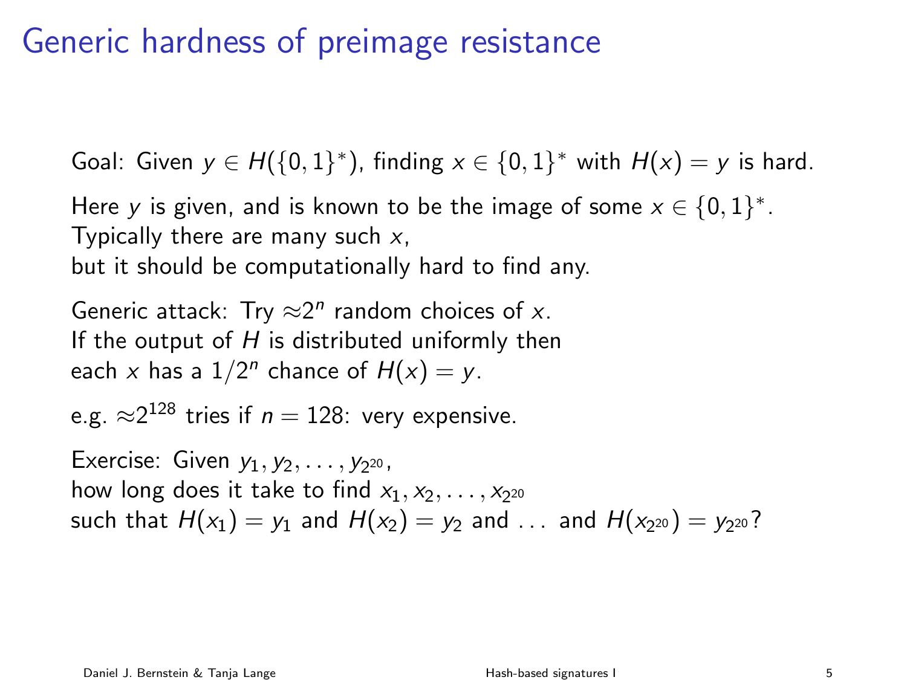# Generic hardness of preimage resistance

Goal: Given $y \in H(\{0,1\}^*)$, finding $x \in \{0,1\}^*$ with $H(x) = y$ is hard.

Here $y$ is given, and is known to be the image of some $x \in \{0,1\}^*$.
Typically there are many such $x$,
but it should be computationally hard to find any.

Generic attack: Try $\approx 2^n$ random choices of $x$.
If the output of $H$ is distributed uniformly then
each $x$ has a $1/2^n$ chance of $H(x) = y$.

e.g. $\approx 2^{128}$ tries if $n = 128$: very expensive.

Exercise: Given $y_1, y_2, \ldots, y_{2^{20}}$,
how long does it take to find $x_1, x_2, \ldots, x_{2^{20}}$
such that $H(x_1) = y_1$ and $H(x_2) = y_2$ and $\ldots$ and $H(x_{2^{20}}) = y_{2^{20}}$?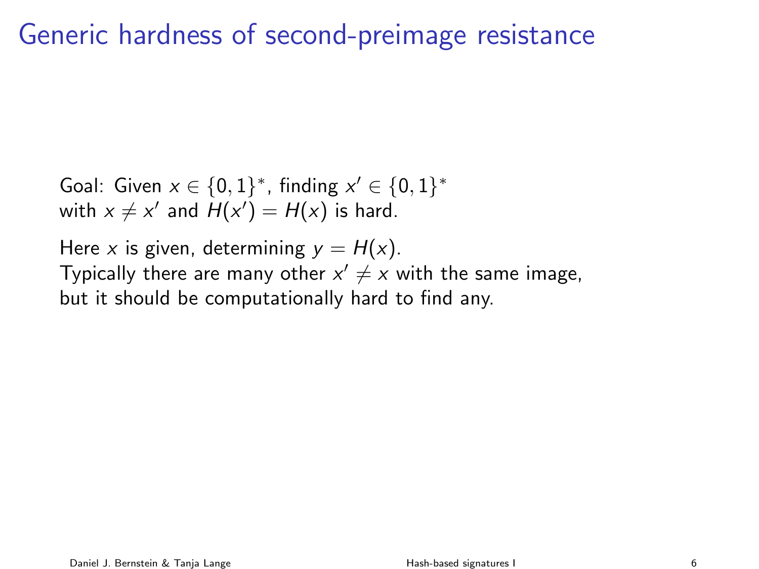# Generic hardness of second-preimage resistance

Goal: Given $x \in \{0,1\}^*$, finding $x' \in \{0,1\}^*$ with $x \neq x'$ and $H(x') = H(x)$ is hard.

Here $x$ is given, determining $y = H(x)$.
Typically there are many other $x' \neq x$ with the same image, but it should be computationally hard to find any.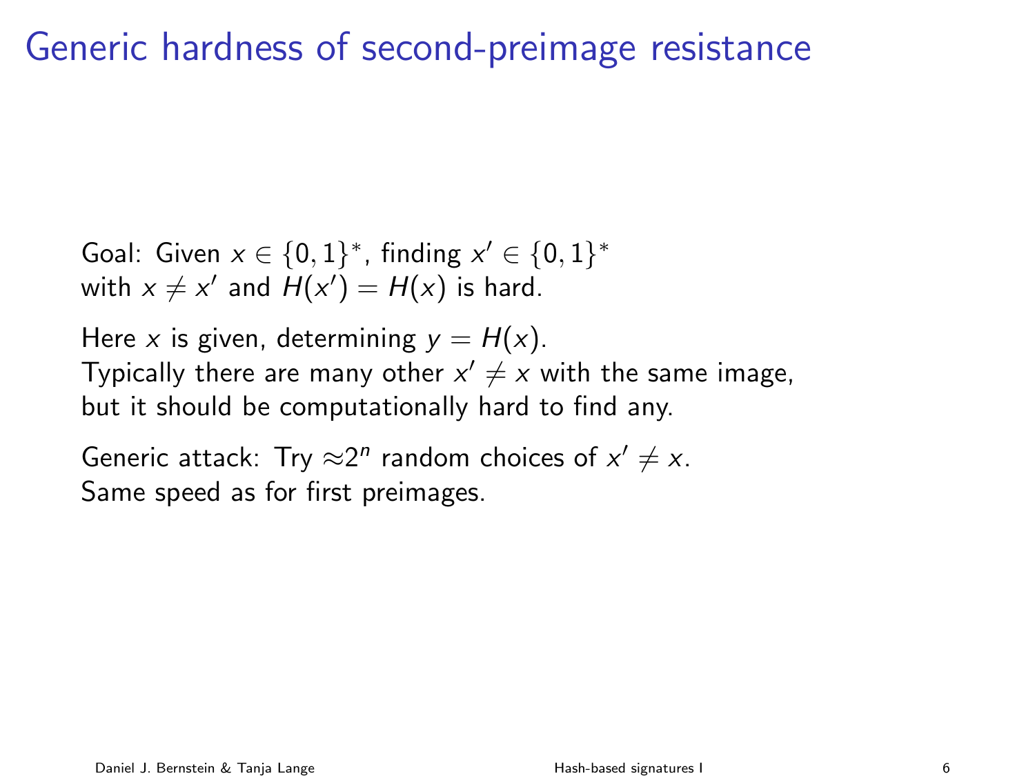# Generic hardness of second-preimage resistance

Goal: Given $x \in \{0,1\}^*$, finding $x' \in \{0,1\}^*$ with $x \neq x'$ and $H(x') = H(x)$ is hard.

Here $x$ is given, determining $y = H(x)$.
Typically there are many other $x' \neq x$ with the same image, but it should be computationally hard to find any.

Generic attack: Try $\approx 2^n$ random choices of $x' \neq x$.
Same speed as for first preimages.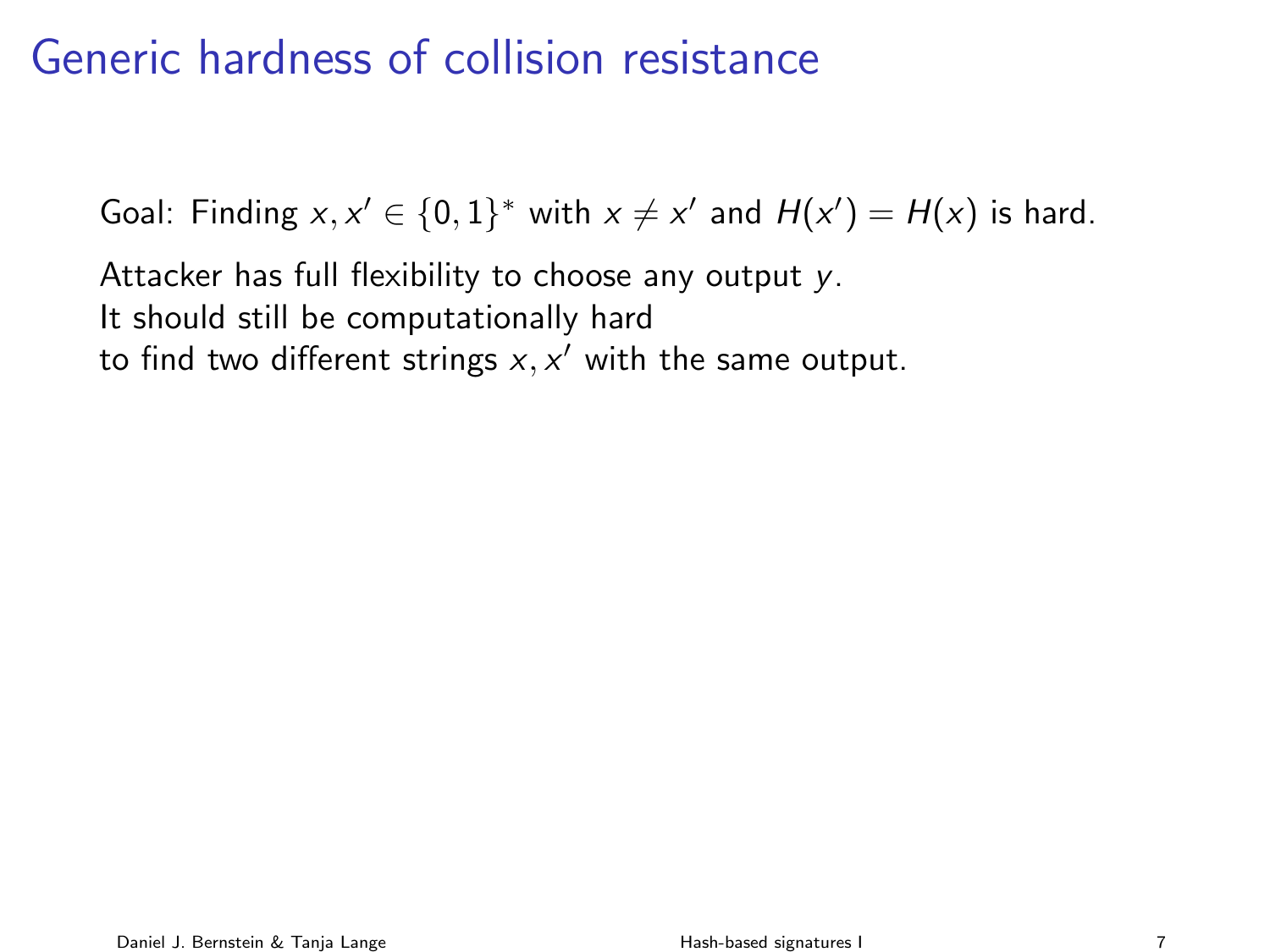# Generic hardness of collision resistance

Goal: Finding $x, x' \in \{0,1\}^*$ with $x \neq x'$ and $H(x') = H(x)$ is hard.

Attacker has full flexibility to choose any output $y$.
It should still be computationally hard
to find two different strings $x, x'$ with the same output.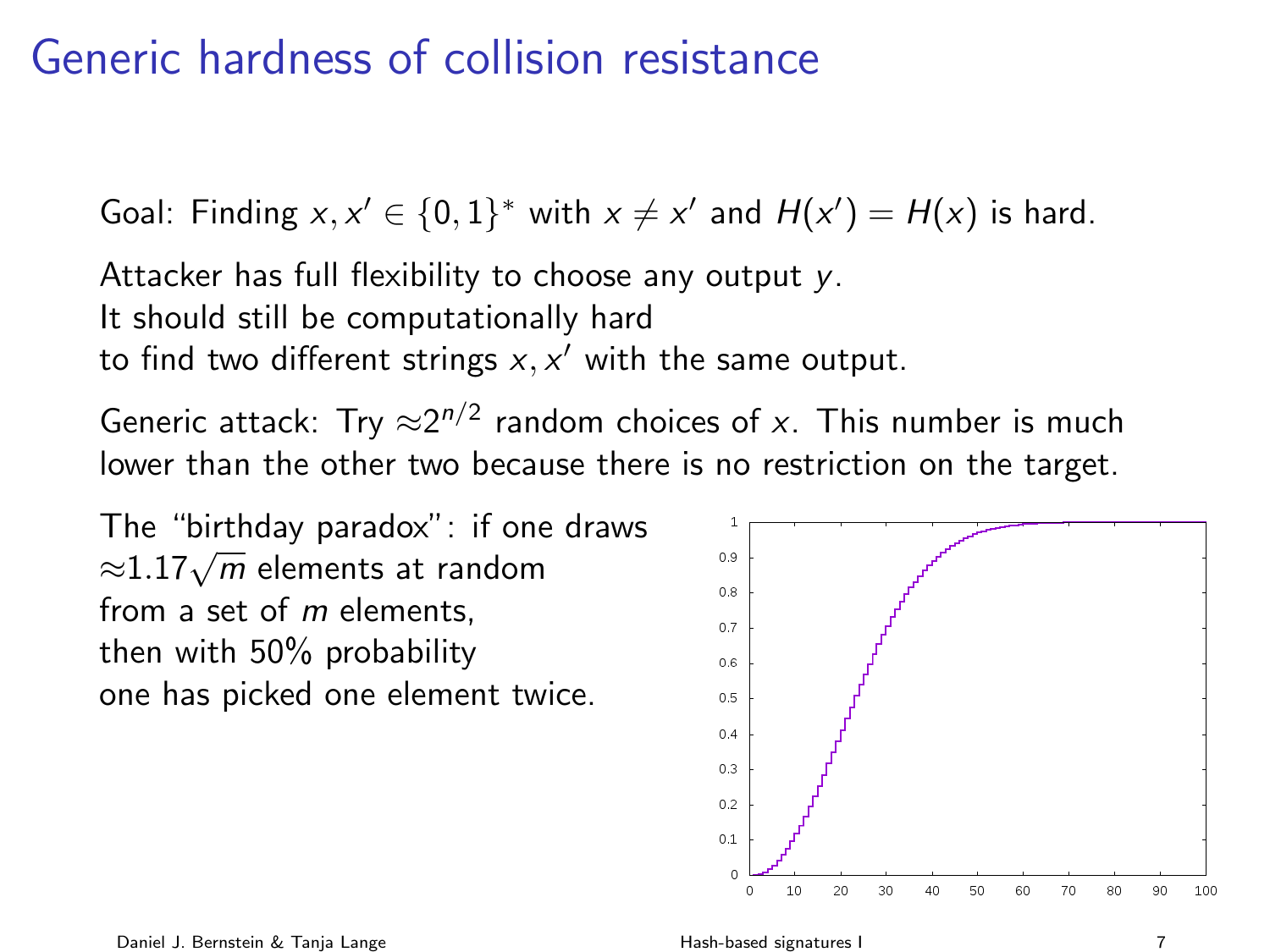# Generic hardness of collision resistance

Goal: Finding $x, x' \in \{0,1\}^*$ with $x \neq x'$ and $H(x') = H(x)$ is hard.

Attacker has full flexibility to choose any output $y$.
It should still be computationally hard
to find two different strings $x, x'$ with the same output.

Generic attack: Try $\approx 2^{n/2}$ random choices of $x$. This number is much lower than the other two because there is no restriction on the target.

The "birthday paradox": if one draws $\approx 1.17\sqrt{m}$ elements at random from a set of $m$ elements, then with 50% probability one has picked one element twice.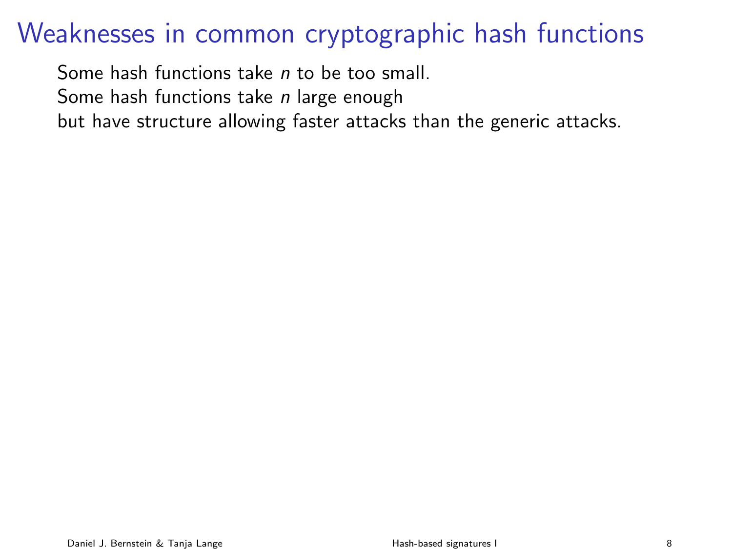# Weaknesses in common cryptographic hash functions

Some hash functions take $n$ to be too small.
Some hash functions take $n$ large enough
but have structure allowing faster attacks than the generic attacks.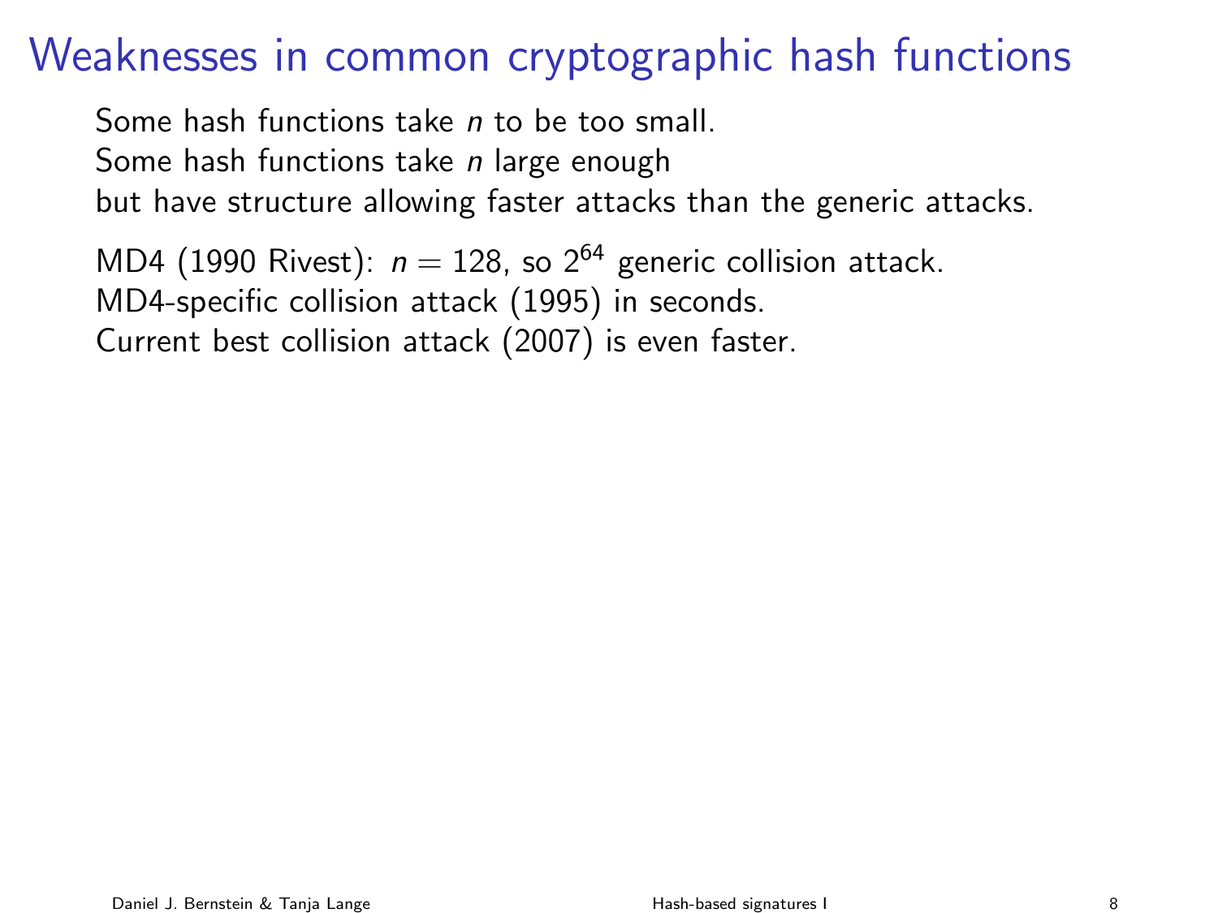# Weaknesses in common cryptographic hash functions

Some hash functions take $n$ to be too small.
Some hash functions take $n$ large enough
but have structure allowing faster attacks than the generic attacks.

MD4 (1990 Rivest): $n = 128$, so $2^{64}$ generic collision attack.
MD4-specific collision attack (1995) in seconds.
Current best collision attack (2007) is even faster.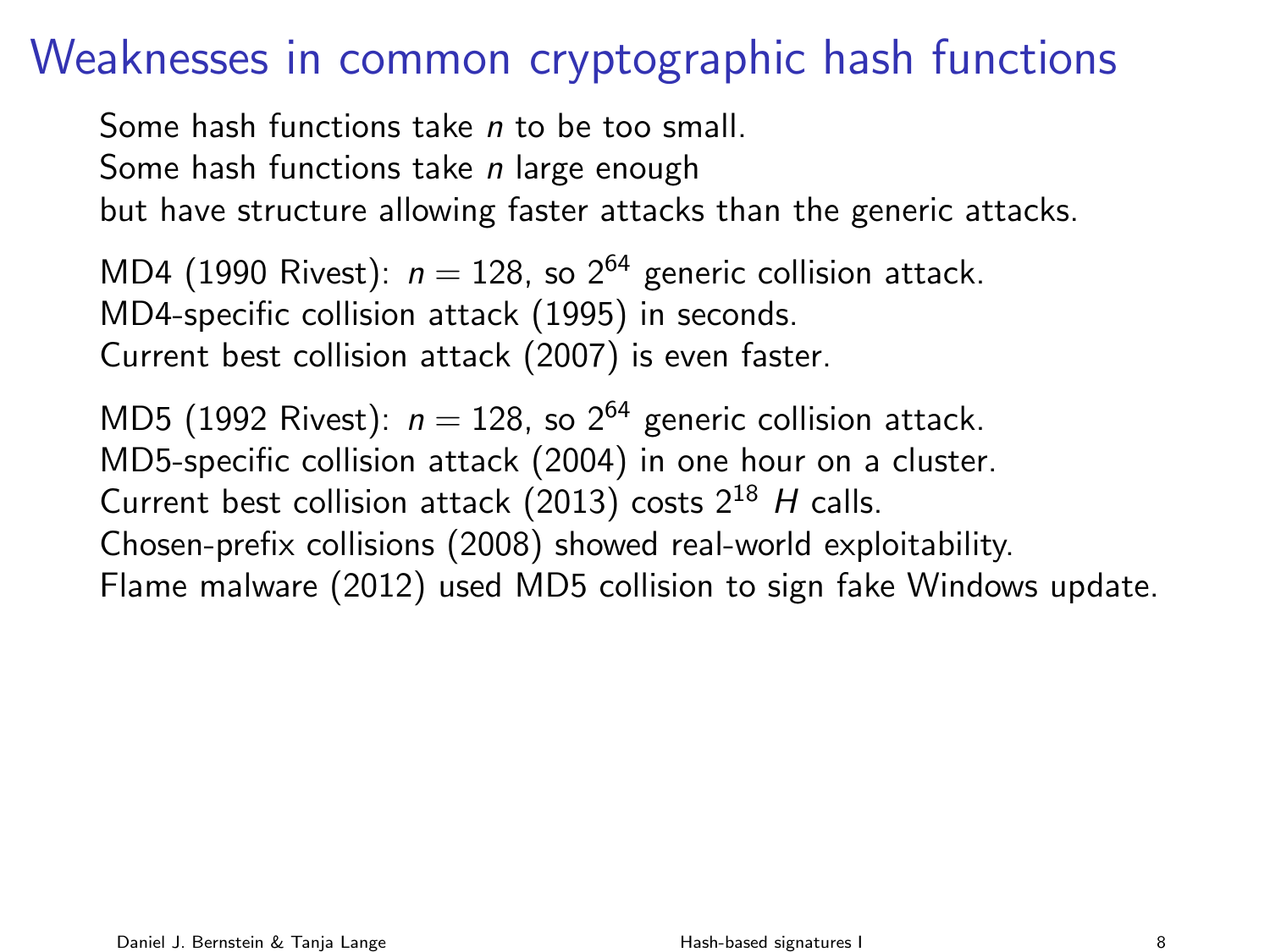# Weaknesses in common cryptographic hash functions

Some hash functions take $n$ to be too small.
Some hash functions take $n$ large enough
but have structure allowing faster attacks than the generic attacks.

MD4 (1990 Rivest): $n = 128$, so $2^{64}$ generic collision attack.
MD4-specific collision attack (1995) in seconds.
Current best collision attack (2007) is even faster.

MD5 (1992 Rivest): $n = 128$, so $2^{64}$ generic collision attack.
MD5-specific collision attack (2004) in one hour on a cluster.
Current best collision attack (2013) costs $2^{18}$ $H$ calls.
Chosen-prefix collisions (2008) showed real-world exploitability.
Flame malware (2012) used MD5 collision to sign fake Windows update.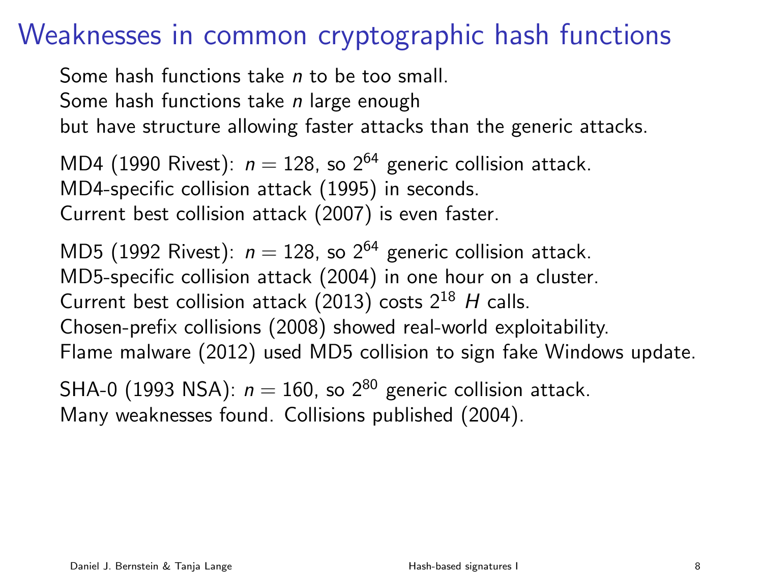# Weaknesses in common cryptographic hash functions

Some hash functions take $n$ to be too small.
Some hash functions take $n$ large enough
but have structure allowing faster attacks than the generic attacks.

MD4 (1990 Rivest): $n = 128$, so $2^{64}$ generic collision attack.
MD4-specific collision attack (1995) in seconds.
Current best collision attack (2007) is even faster.

MD5 (1992 Rivest): $n = 128$, so $2^{64}$ generic collision attack.
MD5-specific collision attack (2004) in one hour on a cluster.
Current best collision attack (2013) costs $2^{18}$ $H$ calls.
Chosen-prefix collisions (2008) showed real-world exploitability.
Flame malware (2012) used MD5 collision to sign fake Windows update.

SHA-0 (1993 NSA): $n = 160$, so $2^{80}$ generic collision attack.
Many weaknesses found. Collisions published (2004).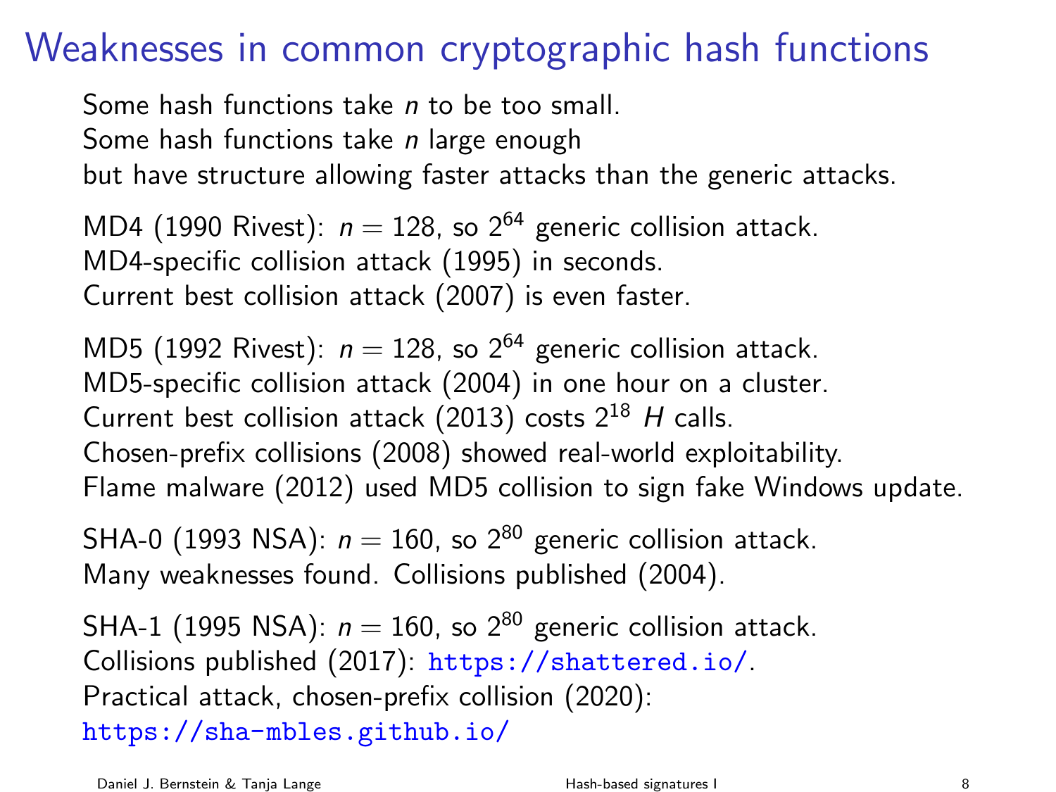# Weaknesses in common cryptographic hash functions

Some hash functions take $n$ to be too small.
Some hash functions take $n$ large enough
but have structure allowing faster attacks than the generic attacks.

MD4 (1990 Rivest): $n = 128$, so $2^{64}$ generic collision attack.
MD4-specific collision attack (1995) in seconds.
Current best collision attack (2007) is even faster.

MD5 (1992 Rivest): $n = 128$, so $2^{64}$ generic collision attack.
MD5-specific collision attack (2004) in one hour on a cluster.
Current best collision attack (2013) costs $2^{18}$ $H$ calls.
Chosen-prefix collisions (2008) showed real-world exploitability.
Flame malware (2012) used MD5 collision to sign fake Windows update.

SHA-0 (1993 NSA): $n = 160$, so $2^{80}$ generic collision attack.
Many weaknesses found. Collisions published (2004).

SHA-1 (1995 NSA): $n = 160$, so $2^{80}$ generic collision attack.
Collisions published (2017): https://shattered.io/.
Practical attack, chosen-prefix collision (2020):
https://sha-mbles.github.io/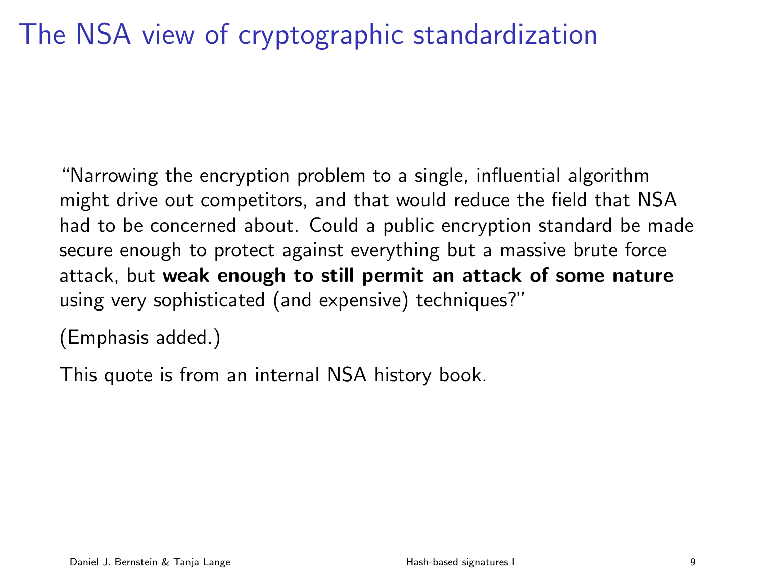# The NSA view of cryptographic standardization

"Narrowing the encryption problem to a single, influential algorithm might drive out competitors, and that would reduce the field that NSA had to be concerned about. Could a public encryption standard be made secure enough to protect against everything but a massive brute force attack, but **weak enough to still permit an attack of some nature** using very sophisticated (and expensive) techniques?"

(Emphasis added.)

This quote is from an internal NSA history book.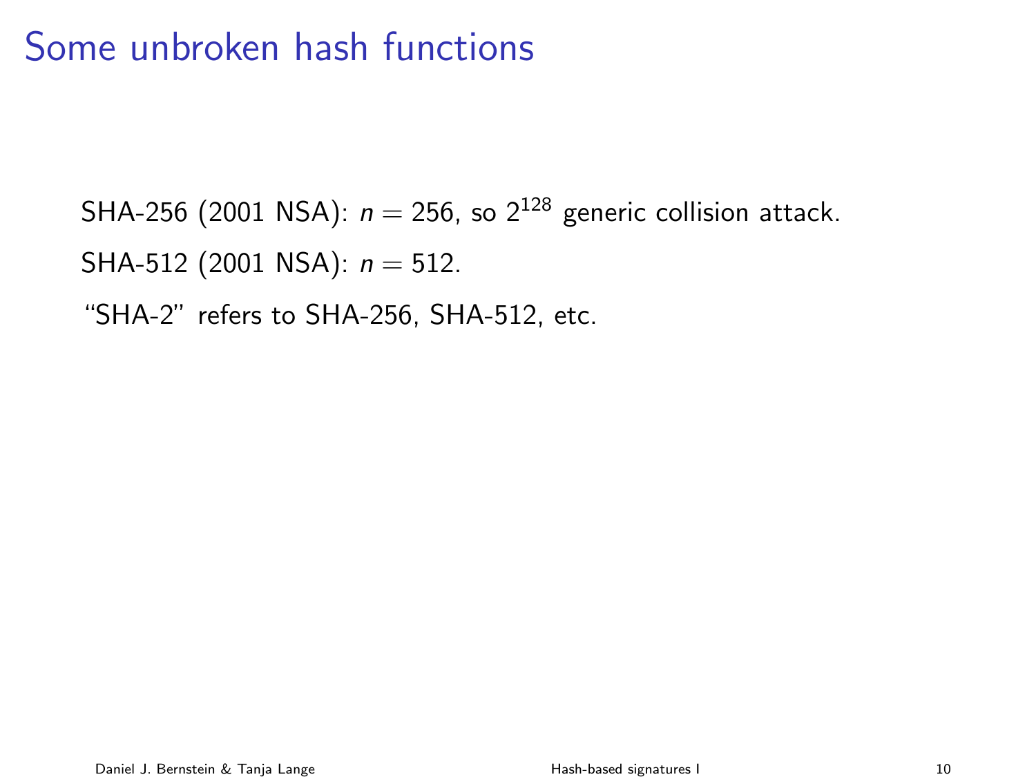# Some unbroken hash functions

SHA-256 (2001 NSA): $n = 256$, so $2^{128}$ generic collision attack.

SHA-512 (2001 NSA): $n = 512$.

"SHA-2" refers to SHA-256, SHA-512, etc.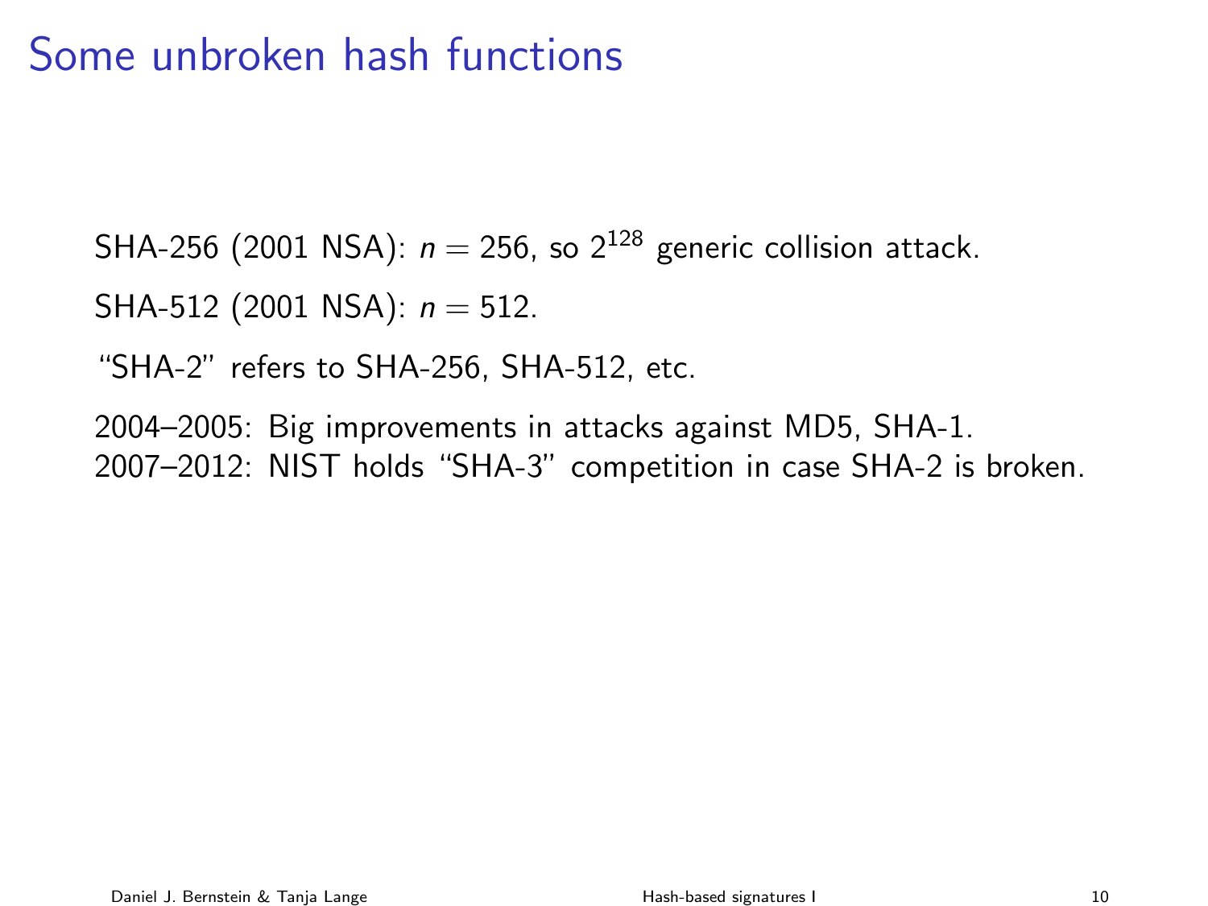# Some unbroken hash functions

SHA-256 (2001 NSA): $n = 256$, so $2^{128}$ generic collision attack.

SHA-512 (2001 NSA): $n = 512$.

"SHA-2" refers to SHA-256, SHA-512, etc.

2004–2005: Big improvements in attacks against MD5, SHA-1.
2007–2012: NIST holds "SHA-3" competition in case SHA-2 is broken.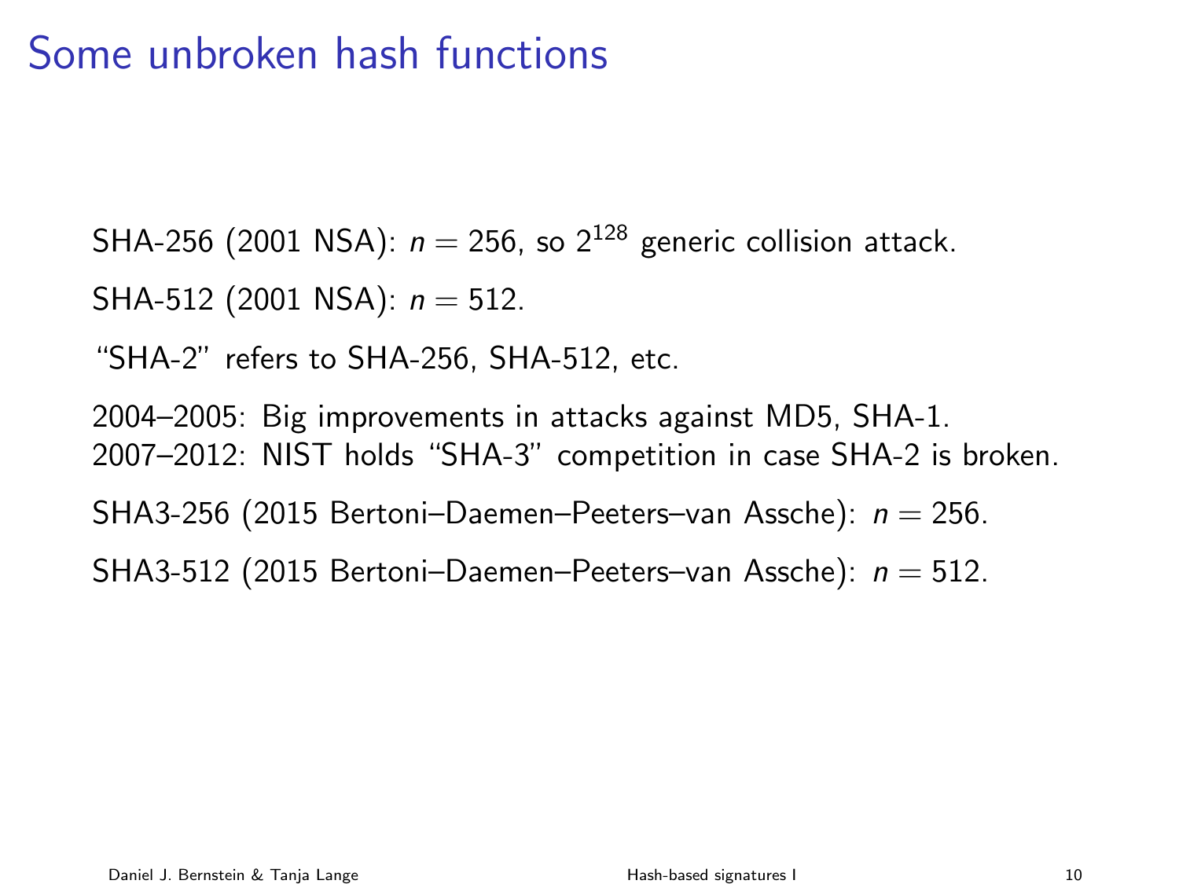# Some unbroken hash functions

SHA-256 (2001 NSA): $n = 256$, so $2^{128}$ generic collision attack.

SHA-512 (2001 NSA): $n = 512$.

"SHA-2" refers to SHA-256, SHA-512, etc.

2004–2005: Big improvements in attacks against MD5, SHA-1.
2007–2012: NIST holds "SHA-3" competition in case SHA-2 is broken.

SHA3-256 (2015 Bertoni–Daemen–Peeters–van Assche): $n = 256$.

SHA3-512 (2015 Bertoni–Daemen–Peeters–van Assche): $n = 512$.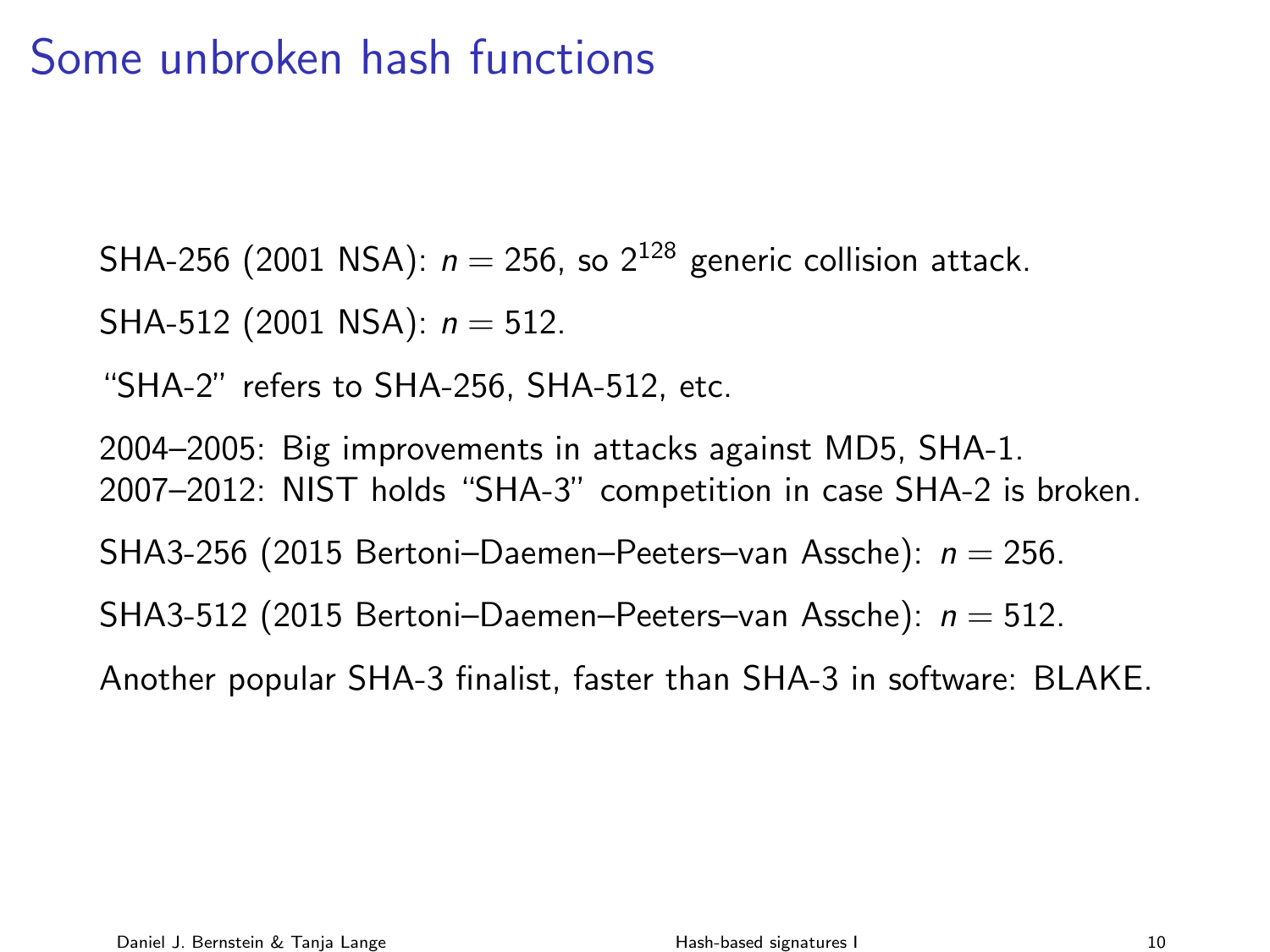# Some unbroken hash functions

SHA-256 (2001 NSA): $n = 256$, so $2^{128}$ generic collision attack.

SHA-512 (2001 NSA): $n = 512$.

"SHA-2" refers to SHA-256, SHA-512, etc.

2004–2005: Big improvements in attacks against MD5, SHA-1.
2007–2012: NIST holds "SHA-3" competition in case SHA-2 is broken.

SHA3-256 (2015 Bertoni–Daemen–Peeters–van Assche): $n = 256$.

SHA3-512 (2015 Bertoni–Daemen–Peeters–van Assche): $n = 512$.

Another popular SHA-3 finalist, faster than SHA-3 in software: BLAKE.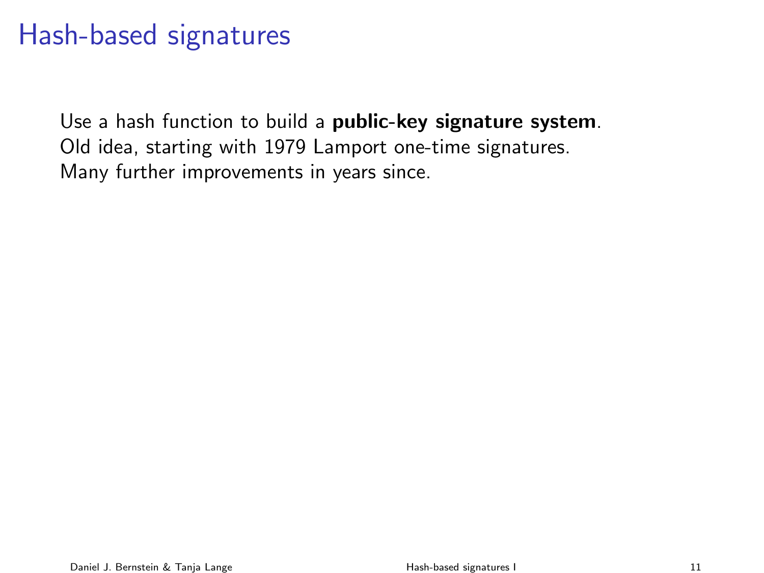# Hash-based signatures

Use a hash function to build a **public-key signature system**.
Old idea, starting with 1979 Lamport one-time signatures.
Many further improvements in years since.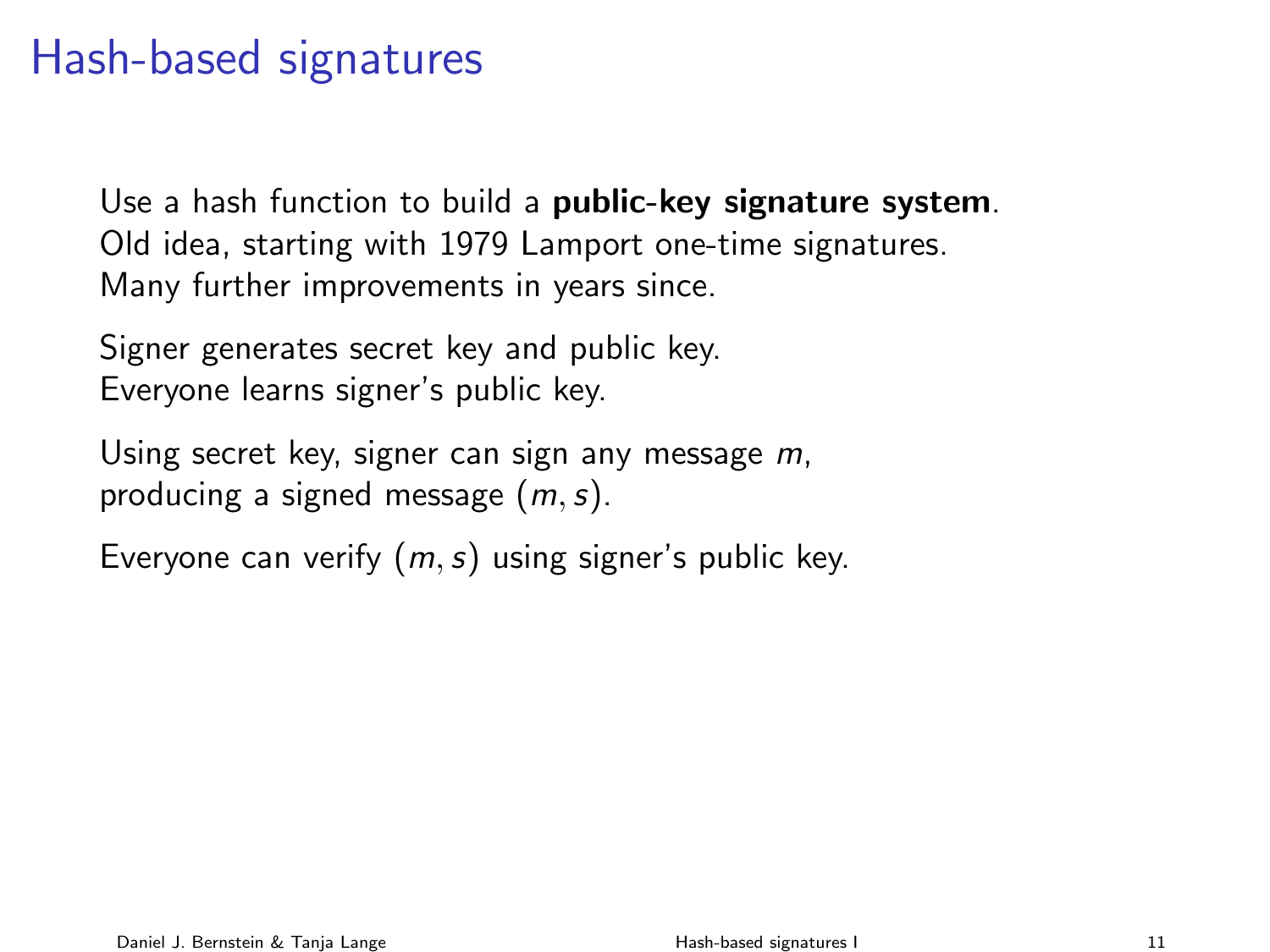# Hash-based signatures

Use a hash function to build a **public-key signature system**.
Old idea, starting with 1979 Lamport one-time signatures.
Many further improvements in years since.

Signer generates secret key and public key.
Everyone learns signer's public key.

Using secret key, signer can sign any message $m$,
producing a signed message $(m, s)$.

Everyone can verify $(m, s)$ using signer's public key.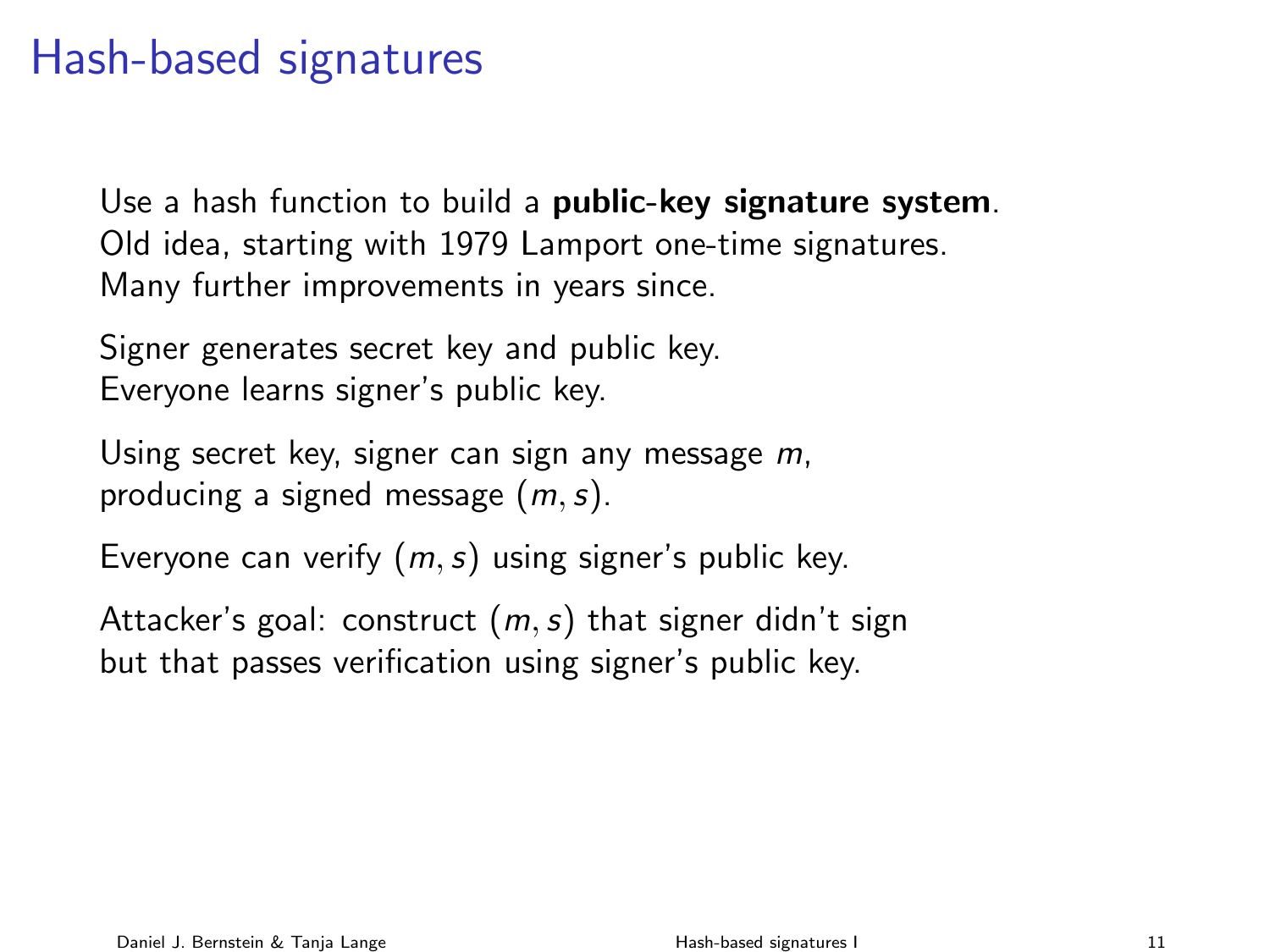# Hash-based signatures

Use a hash function to build a **public-key signature system**.
Old idea, starting with 1979 Lamport one-time signatures.
Many further improvements in years since.

Signer generates secret key and public key.
Everyone learns signer's public key.

Using secret key, signer can sign any message $m$,
producing a signed message $(m, s)$.

Everyone can verify $(m, s)$ using signer's public key.

Attacker's goal: construct $(m, s)$ that signer didn't sign
but that passes verification using signer's public key.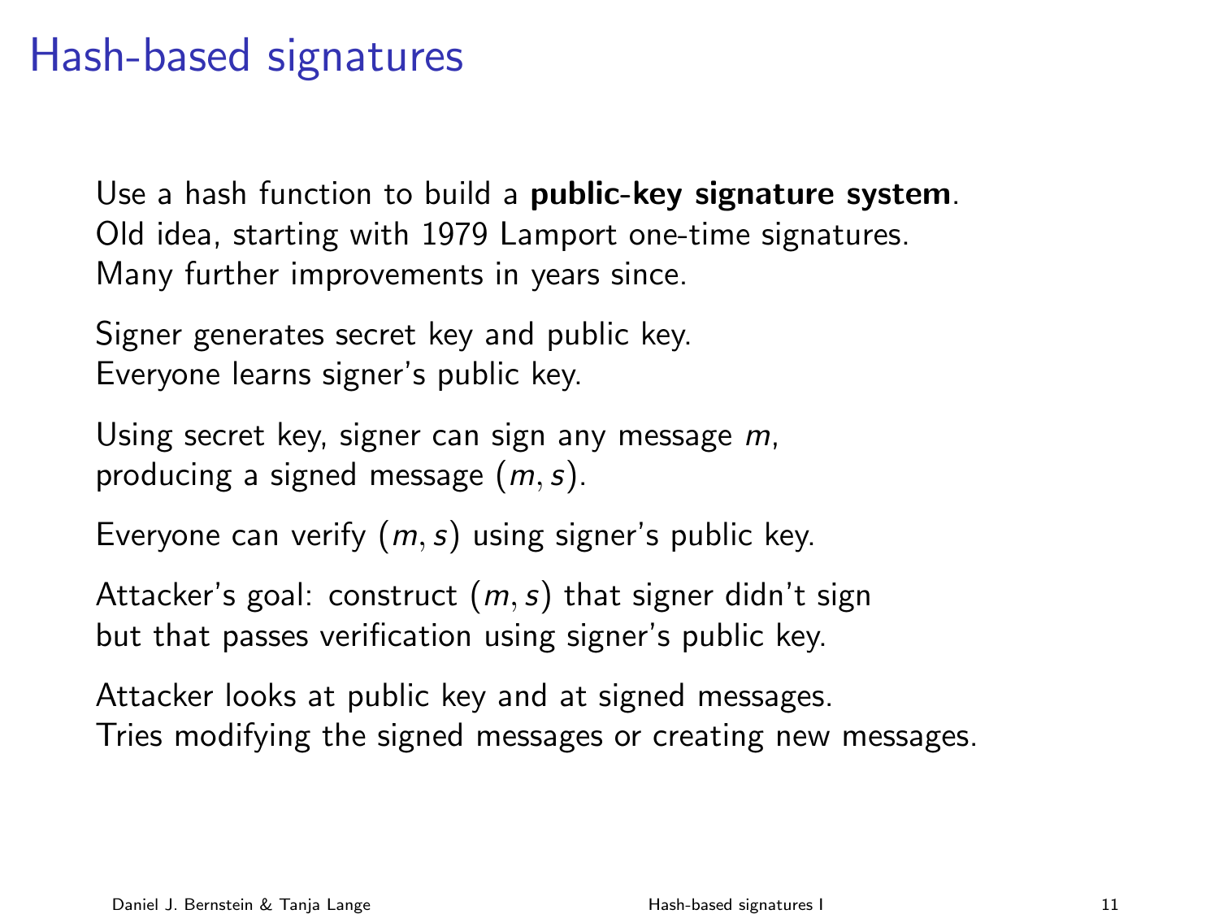# Hash-based signatures

Use a hash function to build a **public-key signature system**.
Old idea, starting with 1979 Lamport one-time signatures.
Many further improvements in years since.

Signer generates secret key and public key.
Everyone learns signer's public key.

Using secret key, signer can sign any message $m$,
producing a signed message $(m, s)$.

Everyone can verify $(m, s)$ using signer's public key.

Attacker's goal: construct $(m, s)$ that signer didn't sign
but that passes verification using signer's public key.

Attacker looks at public key and at signed messages.
Tries modifying the signed messages or creating new messages.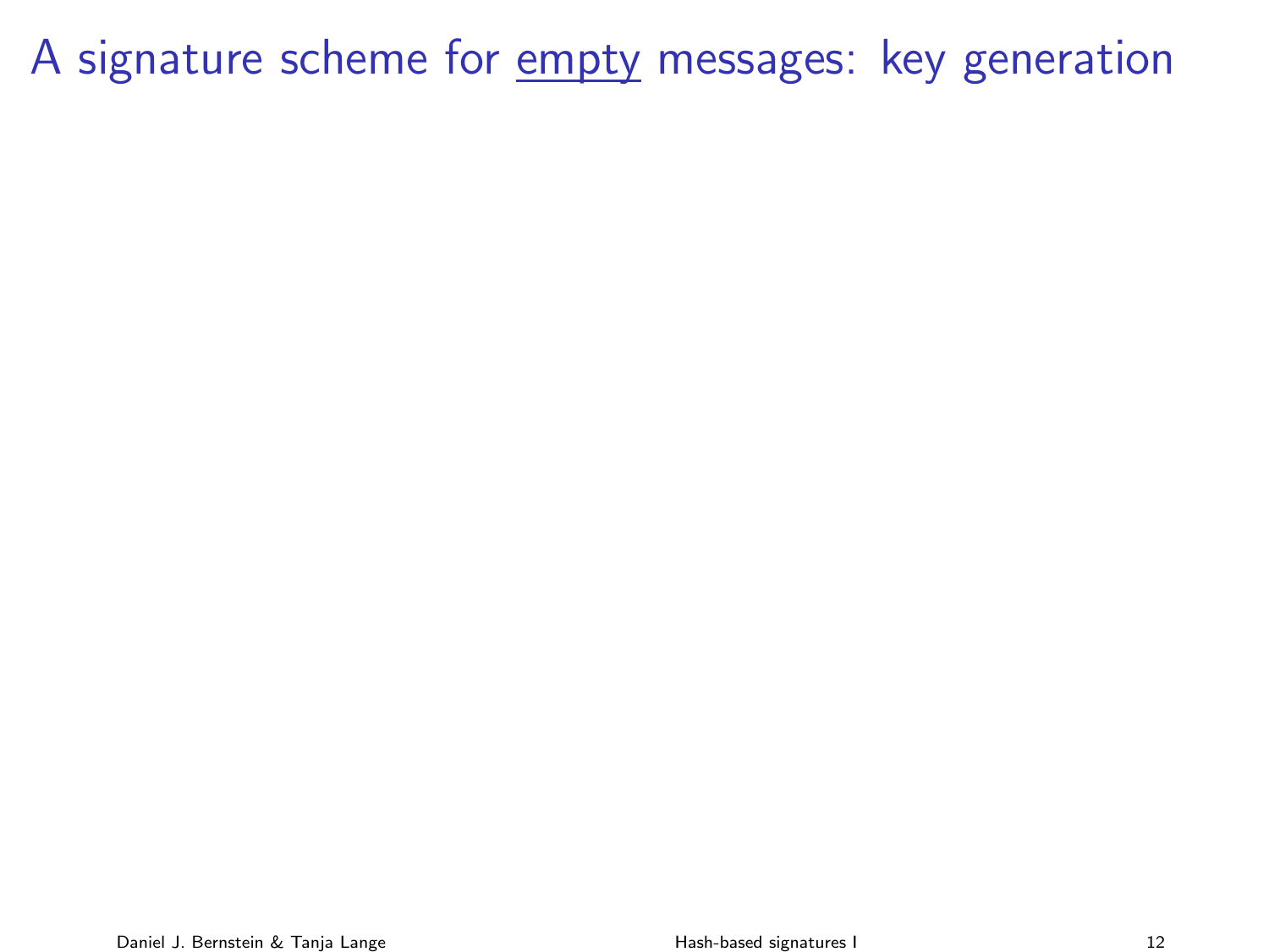# A signature scheme for <u>empty</u> messages: key generation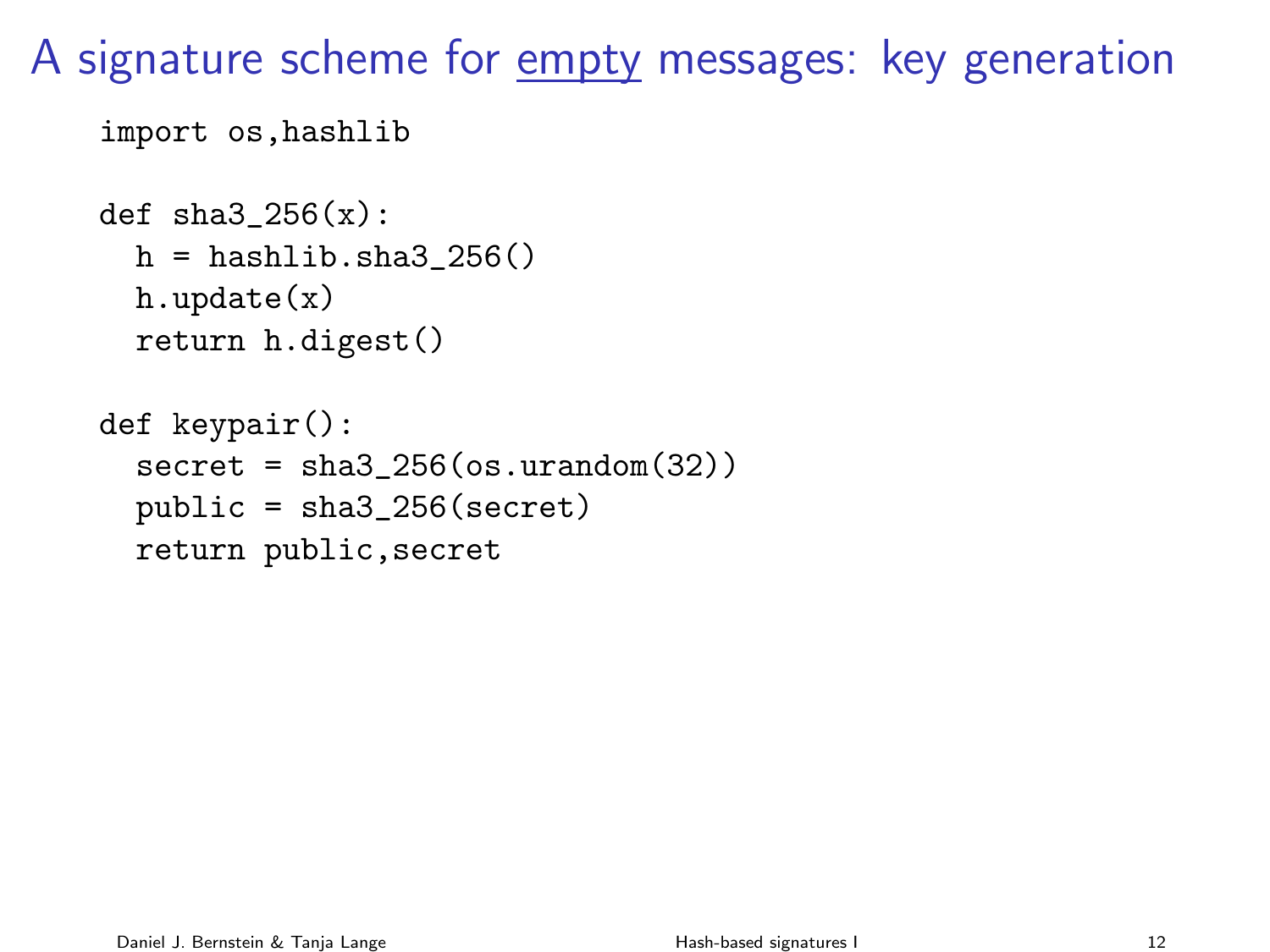# A signature scheme for <u>empty</u> messages: key generation

```
import os,hashlib

def sha3_256(x):
  h = hashlib.sha3_256()
  h.update(x)
  return h.digest()

def keypair():
  secret = sha3_256(os.urandom(32))
  public = sha3_256(secret)
  return public,secret
```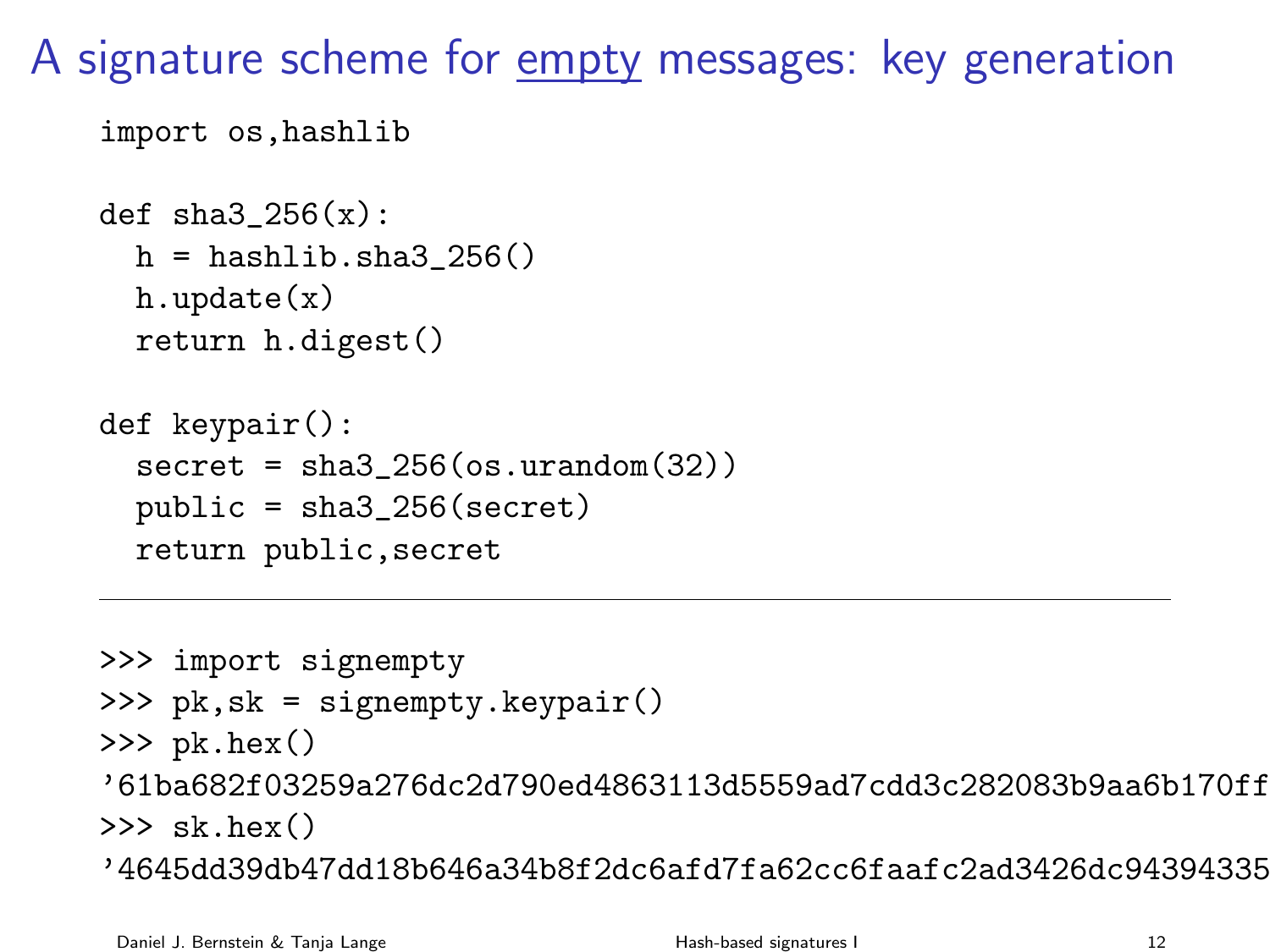# A signature scheme for empty messages: key generation

```
import os,hashlib

def sha3_256(x):
  h = hashlib.sha3_256()
  h.update(x)
  return h.digest()

def keypair():
  secret = sha3_256(os.urandom(32))
  public = sha3_256(secret)
  return public,secret
```

---

```
>>> import signempty
>>> pk,sk = signempty.keypair()
>>> pk.hex()
'61ba682f03259a276dc2d790ed4863113d5559ad7cdd3c282083b9aa6b170ff
>>> sk.hex()
'4645dd39db47dd18b646a34b8f2dc6afd7fa62cc6faafc2ad3426dc94394335
```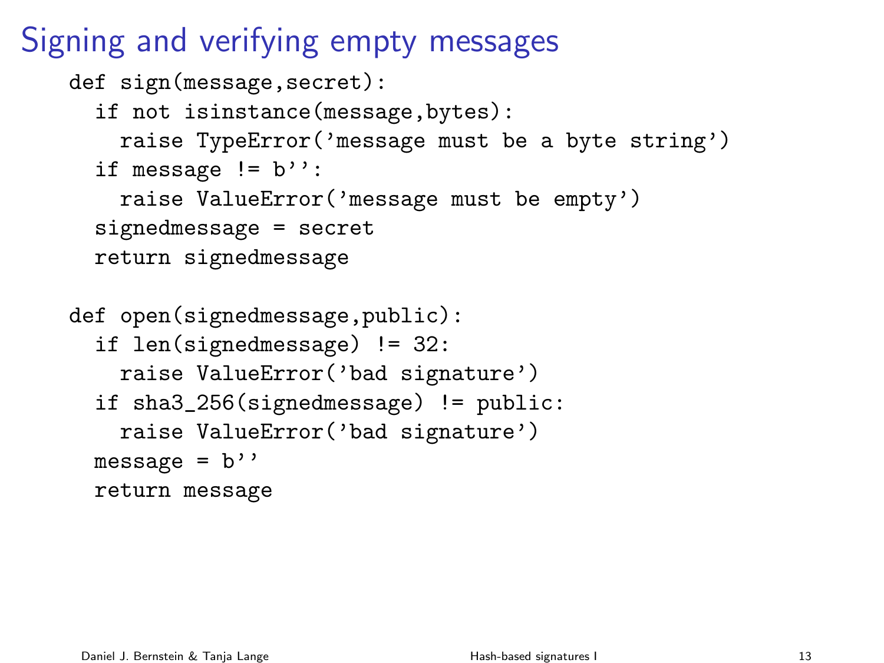# Signing and verifying empty messages

```
def sign(message,secret):
  if not isinstance(message,bytes):
    raise TypeError('message must be a byte string')
  if message != b'':
    raise ValueError('message must be empty')
  signedmessage = secret
  return signedmessage

def open(signedmessage,public):
  if len(signedmessage) != 32:
    raise ValueError('bad signature')
  if sha3_256(signedmessage) != public:
    raise ValueError('bad signature')
  message = b''
  return message
```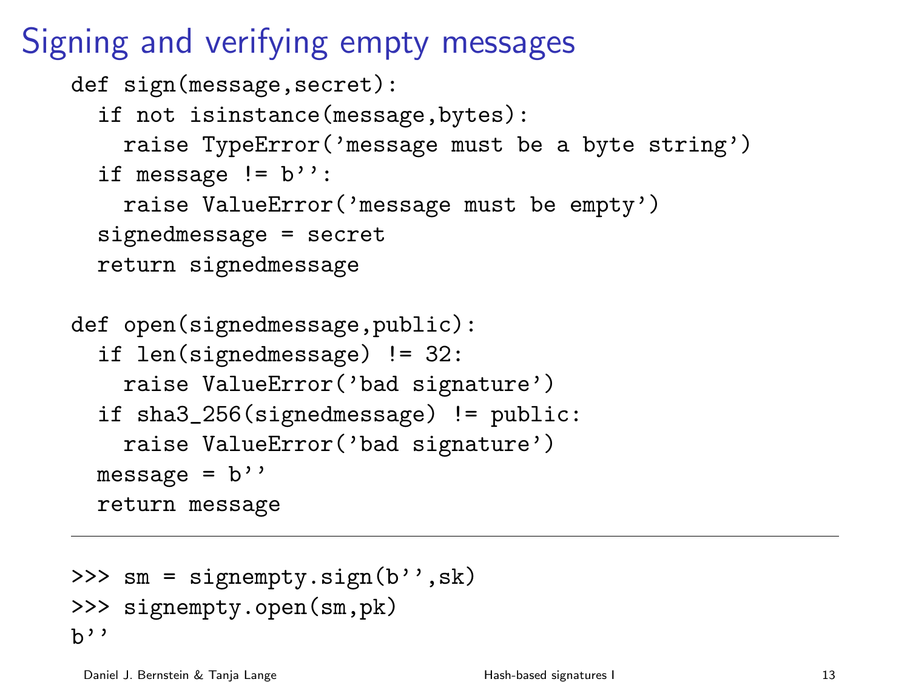# Signing and verifying empty messages

```
def sign(message,secret):
  if not isinstance(message,bytes):
    raise TypeError('message must be a byte string')
  if message != b'':
    raise ValueError('message must be empty')
  signedmessage = secret
  return signedmessage

def open(signedmessage,public):
  if len(signedmessage) != 32:
    raise ValueError('bad signature')
  if sha3_256(signedmessage) != public:
    raise ValueError('bad signature')
  message = b''
  return message
```

---

```
>>> sm = signempty.sign(b'',sk)
>>> signempty.open(sm,pk)
b''
```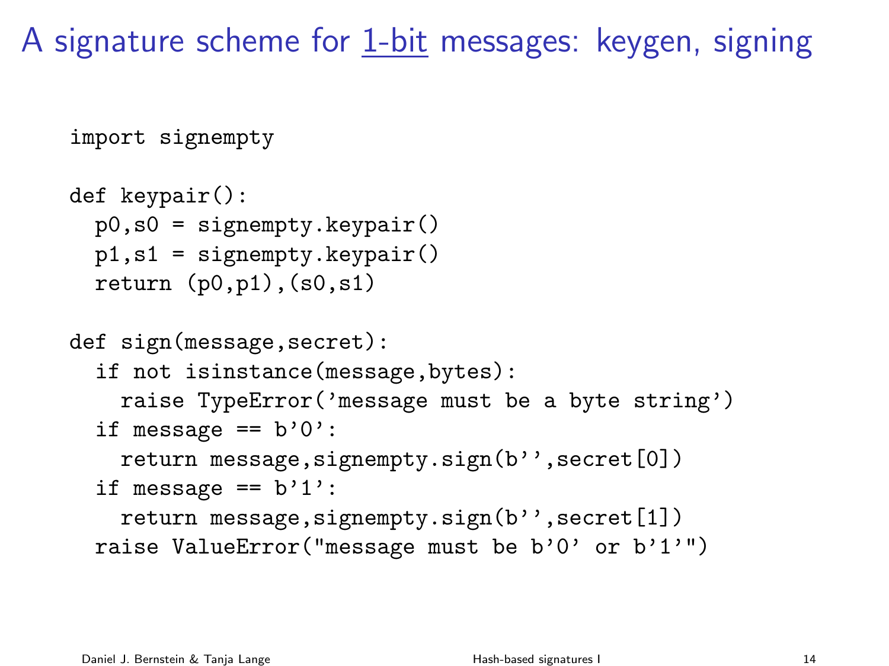# A signature scheme for 1-bit messages: keygen, signing

```
import signempty

def keypair():
  p0,s0 = signempty.keypair()
  p1,s1 = signempty.keypair()
  return (p0,p1),(s0,s1)

def sign(message,secret):
  if not isinstance(message,bytes):
    raise TypeError('message must be a byte string')
  if message == b'0':
    return message,signempty.sign(b'',secret[0])
  if message == b'1':
    return message,signempty.sign(b'',secret[1])
  raise ValueError("message must be b'0' or b'1'")
```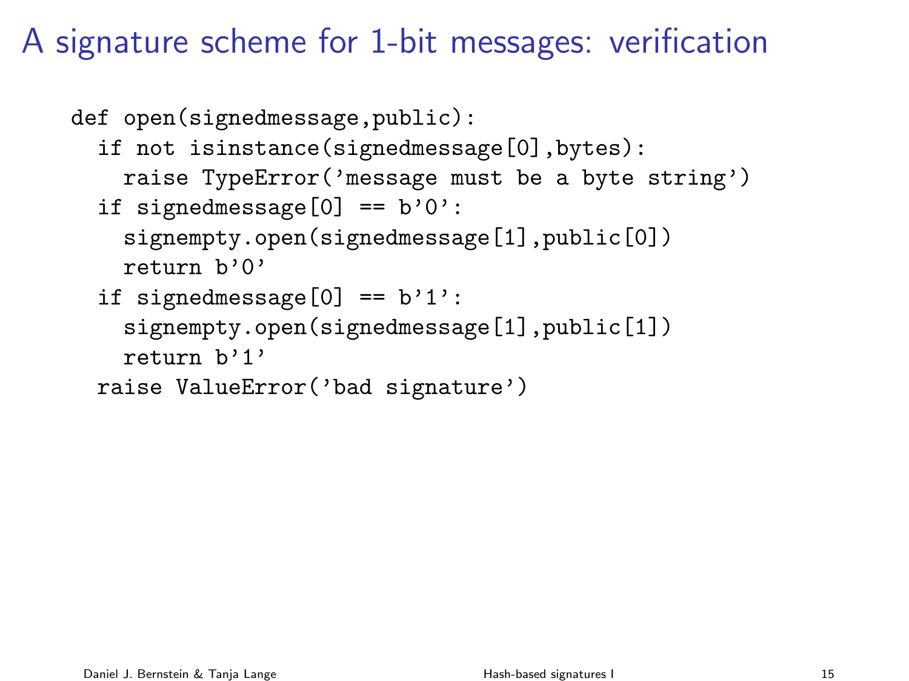# A signature scheme for 1-bit messages: verification

```
def open(signedmessage,public):
  if not isinstance(signedmessage[0],bytes):
    raise TypeError('message must be a byte string')
  if signedmessage[0] == b'0':
    signempty.open(signedmessage[1],public[0])
    return b'0'
  if signedmessage[0] == b'1':
    signempty.open(signedmessage[1],public[1])
    return b'1'
  raise ValueError('bad signature')
```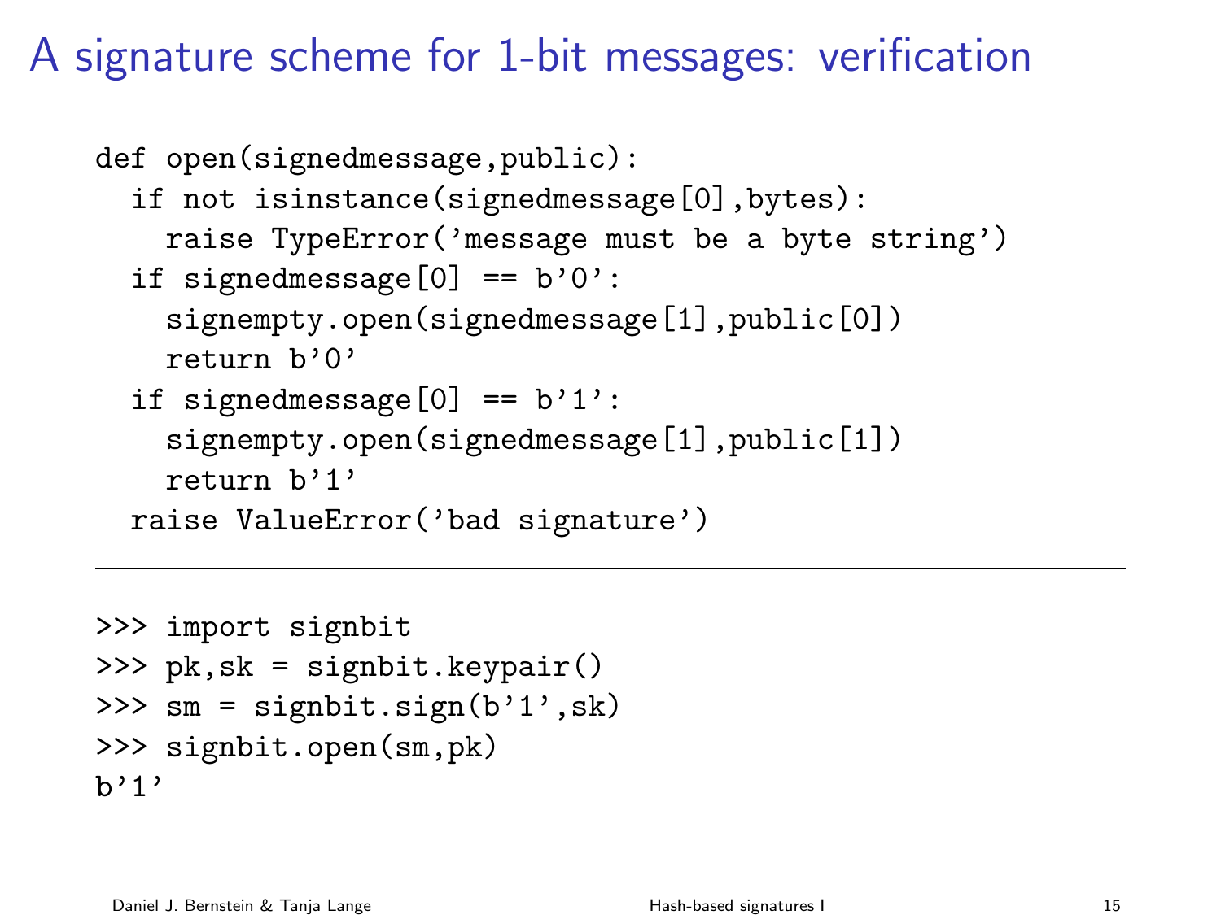# A signature scheme for 1-bit messages: verification

```
def open(signedmessage,public):
  if not isinstance(signedmessage[0],bytes):
    raise TypeError('message must be a byte string')
  if signedmessage[0] == b'0':
    signempty.open(signedmessage[1],public[0])
    return b'0'
  if signedmessage[0] == b'1':
    signempty.open(signedmessage[1],public[1])
    return b'1'
  raise ValueError('bad signature')
```

---

```
>>> import signbit
>>> pk,sk = signbit.keypair()
>>> sm = signbit.sign(b'1',sk)
>>> signbit.open(sm,pk)
b'1'
```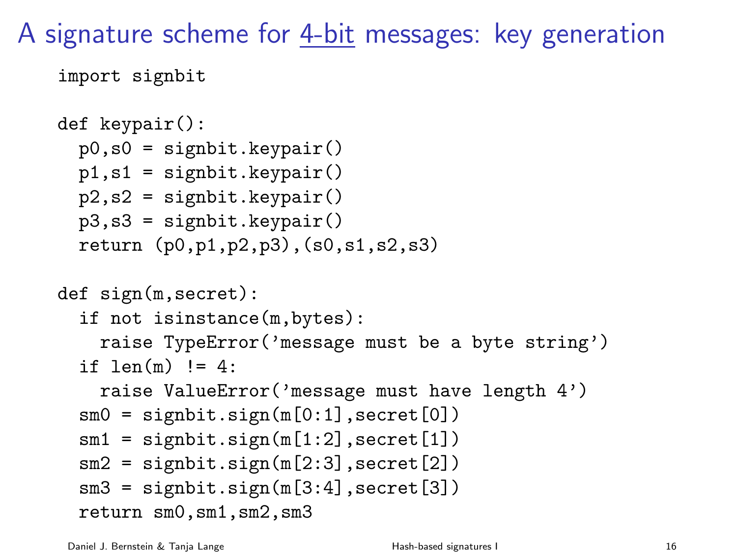# A signature scheme for 4-bit messages: key generation

```
import signbit

def keypair():
  p0,s0 = signbit.keypair()
  p1,s1 = signbit.keypair()
  p2,s2 = signbit.keypair()
  p3,s3 = signbit.keypair()
  return (p0,p1,p2,p3),(s0,s1,s2,s3)

def sign(m,secret):
  if not isinstance(m,bytes):
    raise TypeError('message must be a byte string')
  if len(m) != 4:
    raise ValueError('message must have length 4')
  sm0 = signbit.sign(m[0:1],secret[0])
  sm1 = signbit.sign(m[1:2],secret[1])
  sm2 = signbit.sign(m[2:3],secret[2])
  sm3 = signbit.sign(m[3:4],secret[3])
  return sm0,sm1,sm2,sm3
```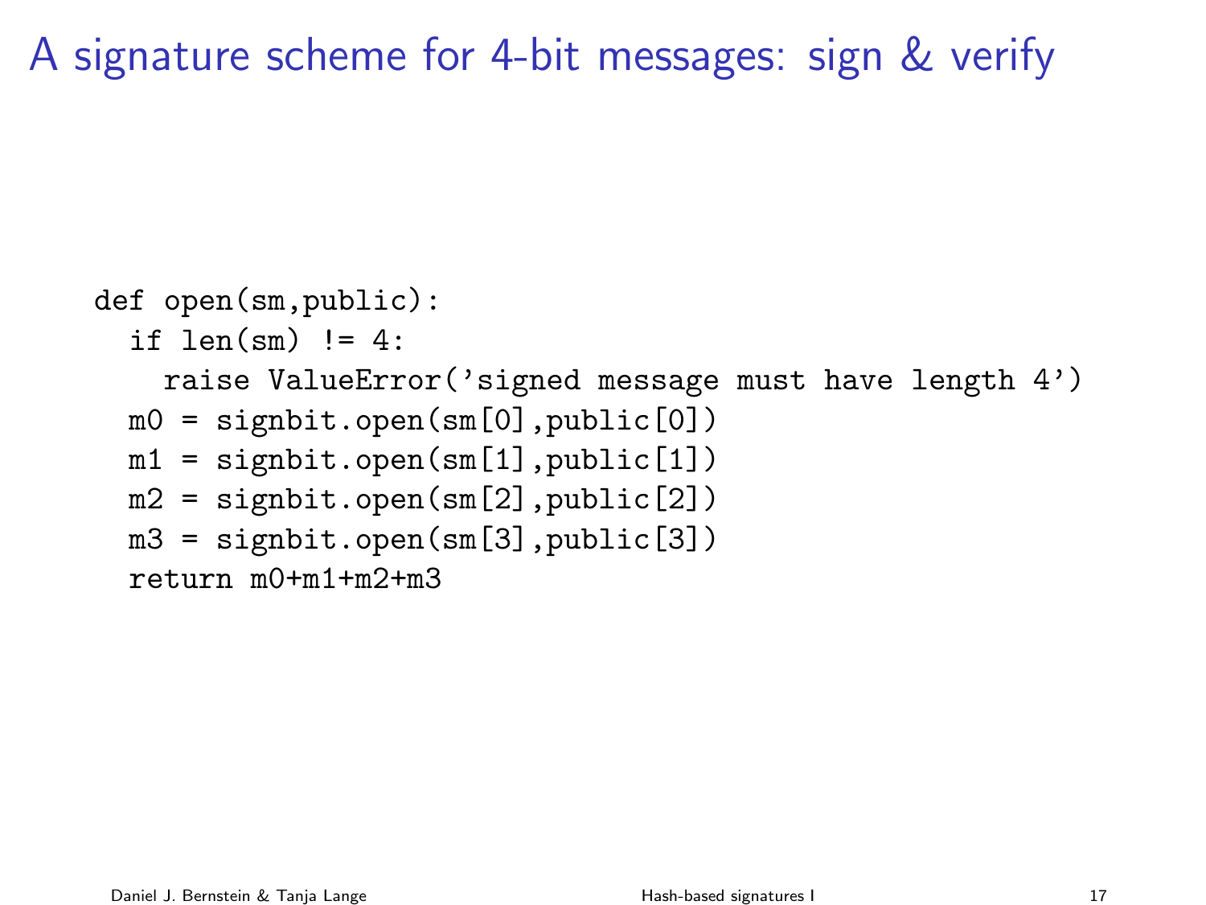# A signature scheme for 4-bit messages: sign & verify

```
def open(sm,public):
  if len(sm) != 4:
    raise ValueError('signed message must have length 4')
  m0 = signbit.open(sm[0],public[0])
  m1 = signbit.open(sm[1],public[1])
  m2 = signbit.open(sm[2],public[2])
  m3 = signbit.open(sm[3],public[3])
  return m0+m1+m2+m3
```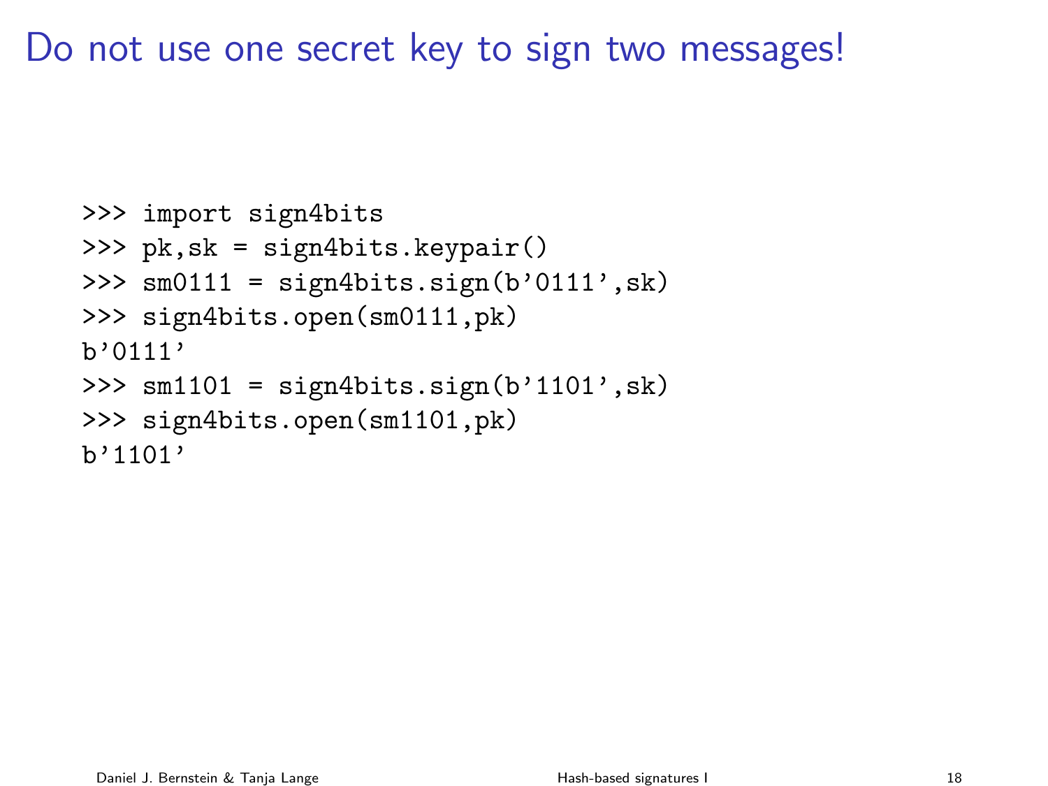# Do not use one secret key to sign two messages!

```
>>> import sign4bits
>>> pk,sk = sign4bits.keypair()
>>> sm0111 = sign4bits.sign(b'0111',sk)
>>> sign4bits.open(sm0111,pk)
b'0111'
>>> sm1101 = sign4bits.sign(b'1101',sk)
>>> sign4bits.open(sm1101,pk)
b'1101'
```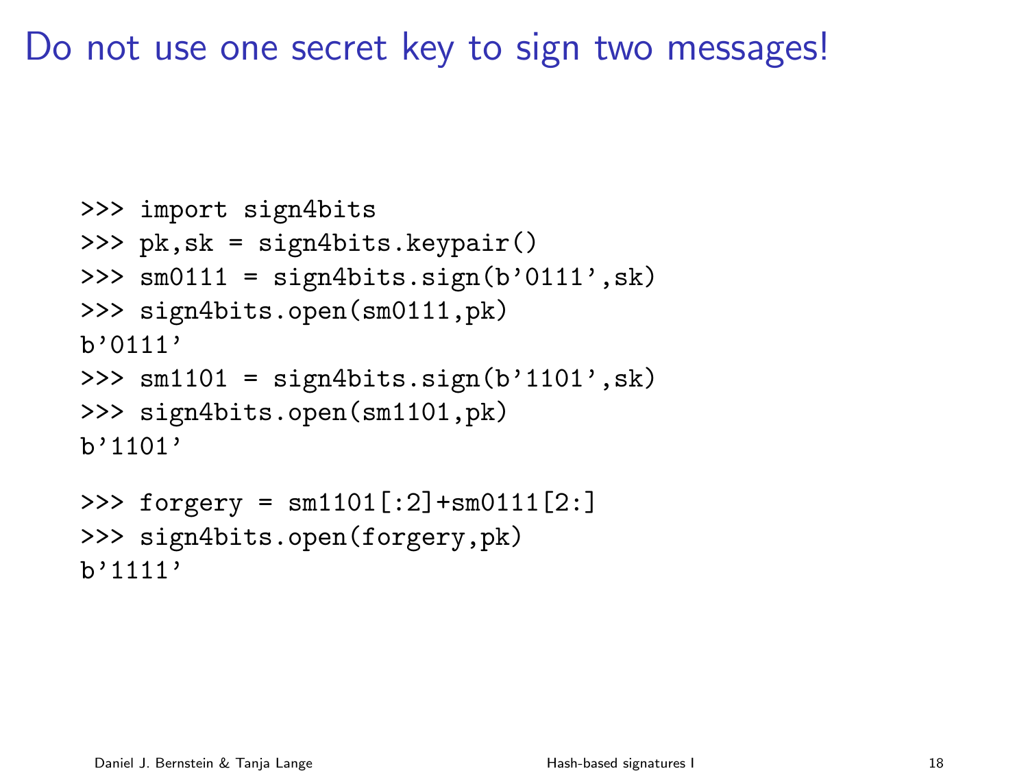# Do not use one secret key to sign two messages!

```
>>> import sign4bits
>>> pk,sk = sign4bits.keypair()
>>> sm0111 = sign4bits.sign(b'0111',sk)
>>> sign4bits.open(sm0111,pk)
b'0111'
>>> sm1101 = sign4bits.sign(b'1101',sk)
>>> sign4bits.open(sm1101,pk)
b'1101'
```

```
>>> forgery = sm1101[:2]+sm0111[2:]
>>> sign4bits.open(forgery,pk)
b'1111'
```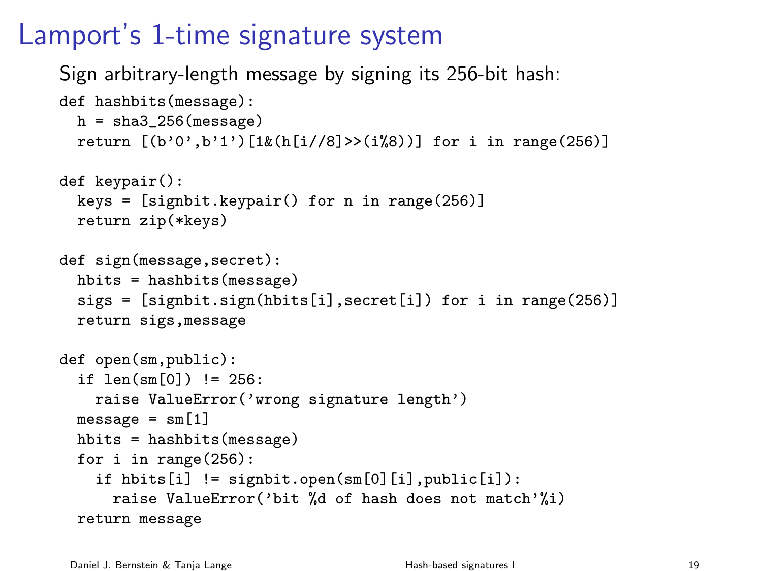# Lamport's 1-time signature system

Sign arbitrary-length message by signing its 256-bit hash:

```
def hashbits(message):
  h = sha3_256(message)
  return [(b'0',b'1')[1&(h[i//8]>>(i%8))] for i in range(256)]

def keypair():
  keys = [signbit.keypair() for n in range(256)]
  return zip(*keys)

def sign(message,secret):
  hbits = hashbits(message)
  sigs = [signbit.sign(hbits[i],secret[i]) for i in range(256)]
  return sigs,message

def open(sm,public):
  if len(sm[0]) != 256:
    raise ValueError('wrong signature length')
  message = sm[1]
  hbits = hashbits(message)
  for i in range(256):
    if hbits[i] != signbit.open(sm[0][i],public[i]):
      raise ValueError('bit %d of hash does not match'%i)
  return message
```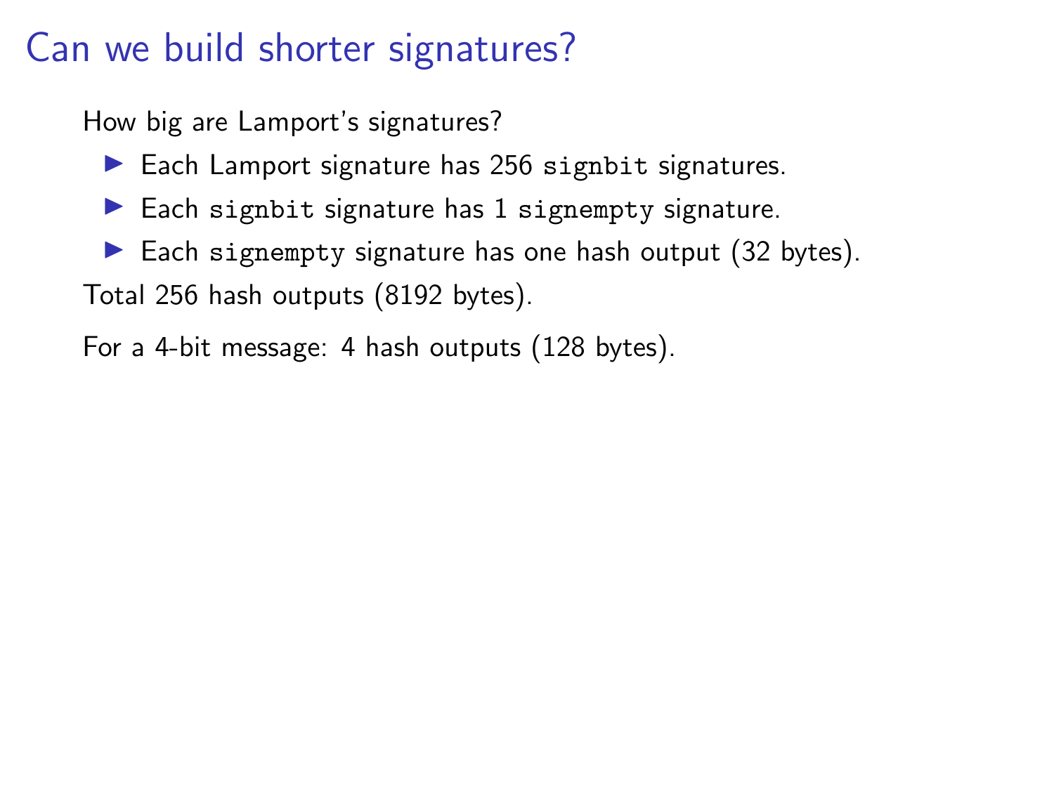# Can we build shorter signatures?

How big are Lamport's signatures?

- Each Lamport signature has 256 `signbit` signatures.
- Each `signbit` signature has 1 `signempty` signature.
- Each `signempty` signature has one hash output (32 bytes).

Total 256 hash outputs (8192 bytes).

For a 4-bit message: 4 hash outputs (128 bytes).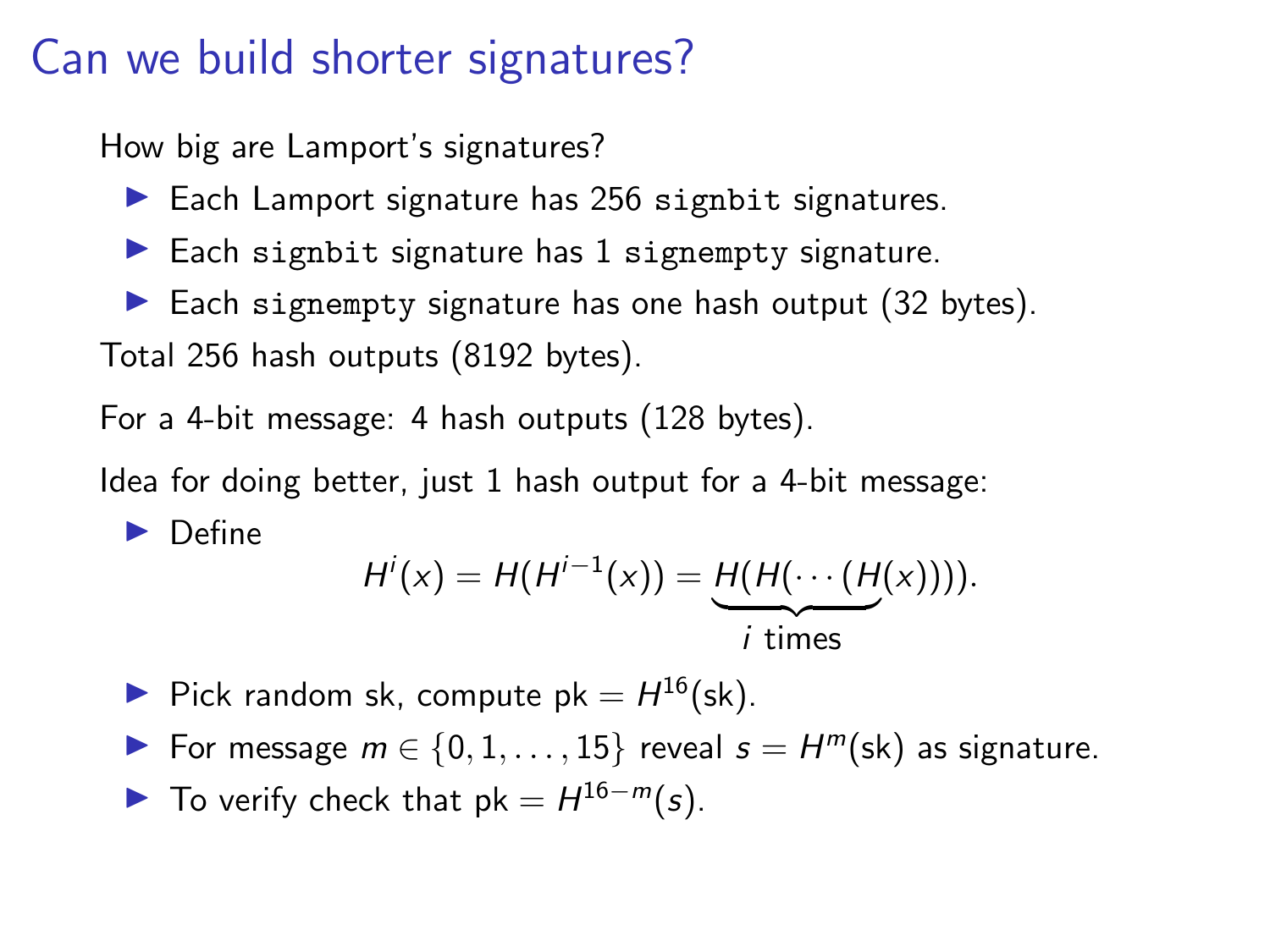# Can we build shorter signatures?

How big are Lamport's signatures?

- Each Lamport signature has 256 `signbit` signatures.
- Each `signbit` signature has 1 `signempty` signature.
- Each `signempty` signature has one hash output (32 bytes).

Total 256 hash outputs (8192 bytes).

For a 4-bit message: 4 hash outputs (128 bytes).

Idea for doing better, just 1 hash output for a 4-bit message:

- Define
$$H^i(x) = H(H^{i-1}(x)) = \underbrace{H(H(\cdots(H}_{i \text{ times}}(x)))).$$
- Pick random sk, compute $\text{pk} = H^{16}(\text{sk})$.
- For message $m \in \{0, 1, \ldots, 15\}$ reveal $s = H^m(\text{sk})$ as signature.
- To verify check that $\text{pk} = H^{16-m}(s)$.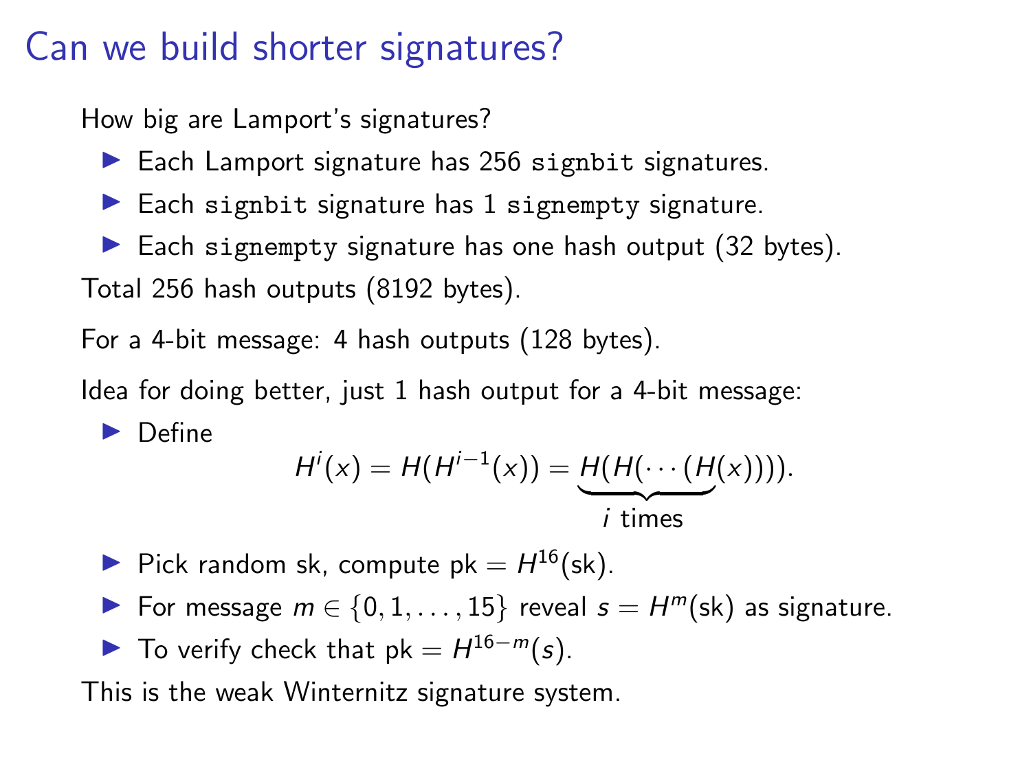# Can we build shorter signatures?

How big are Lamport's signatures?

- Each Lamport signature has 256 `signbit` signatures.
- Each `signbit` signature has 1 `signempty` signature.
- Each `signempty` signature has one hash output (32 bytes).

Total 256 hash outputs (8192 bytes).

For a 4-bit message: 4 hash outputs (128 bytes).

Idea for doing better, just 1 hash output for a 4-bit message:

- Define

$$H^i(x) = H(H^{i-1}(x)) = \underbrace{H(H(\cdots(H}_{i \text{ times}}(x)))).$$

- Pick random sk, compute $\text{pk} = H^{16}(\text{sk})$.
- For message $m \in \{0, 1, \ldots, 15\}$ reveal $s = H^m(\text{sk})$ as signature.
- To verify check that $\text{pk} = H^{16-m}(s)$.

This is the weak Winternitz signature system.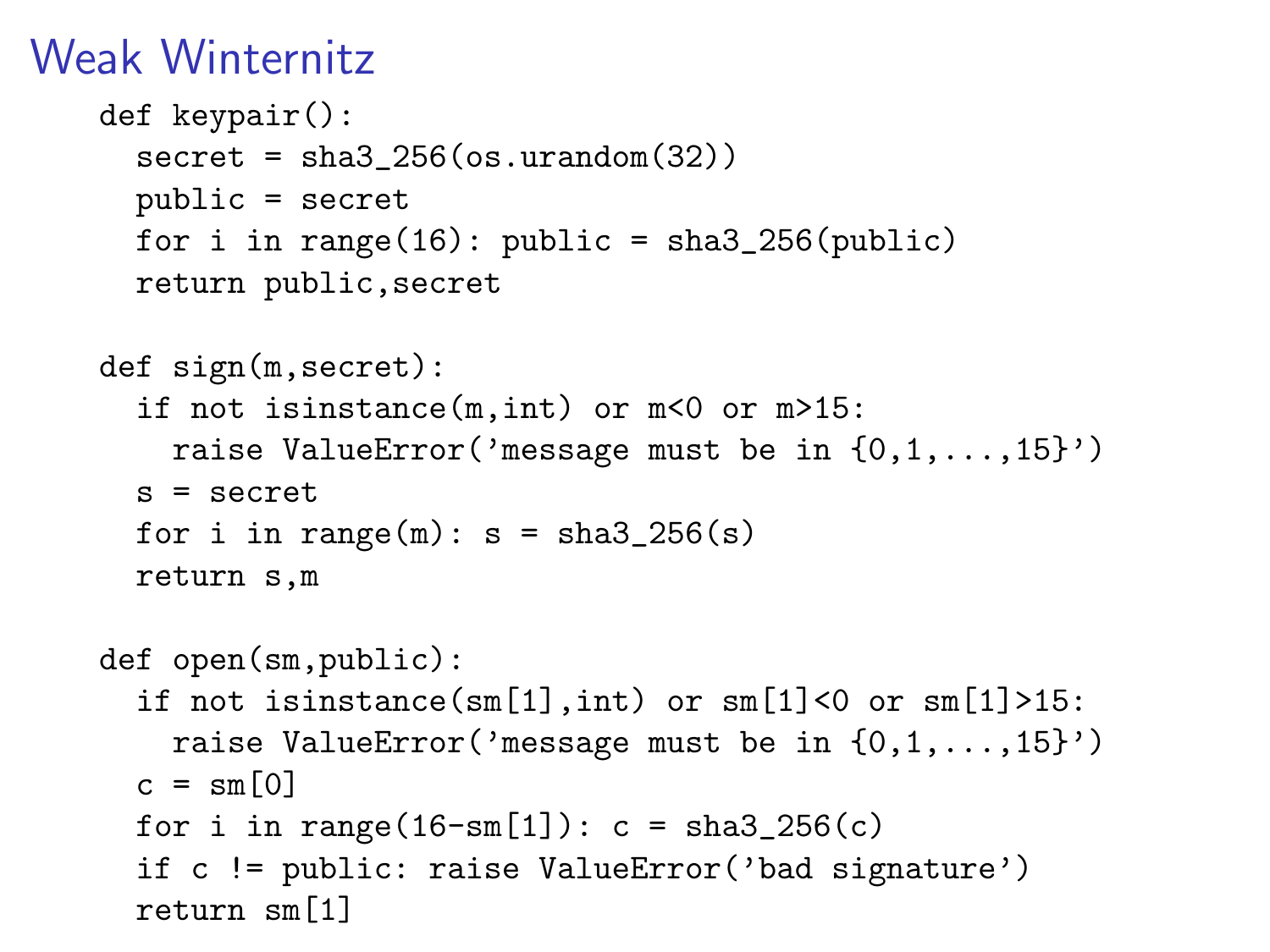# Weak Winternitz

```
def keypair():
  secret = sha3_256(os.urandom(32))
  public = secret
  for i in range(16): public = sha3_256(public)
  return public,secret

def sign(m,secret):
  if not isinstance(m,int) or m<0 or m>15:
    raise ValueError('message must be in {0,1,...,15}')
  s = secret
  for i in range(m): s = sha3_256(s)
  return s,m

def open(sm,public):
  if not isinstance(sm[1],int) or sm[1]<0 or sm[1]>15:
    raise ValueError('message must be in {0,1,...,15}')
  c = sm[0]
  for i in range(16-sm[1]): c = sha3_256(c)
  if c != public: raise ValueError('bad signature')
  return sm[1]
```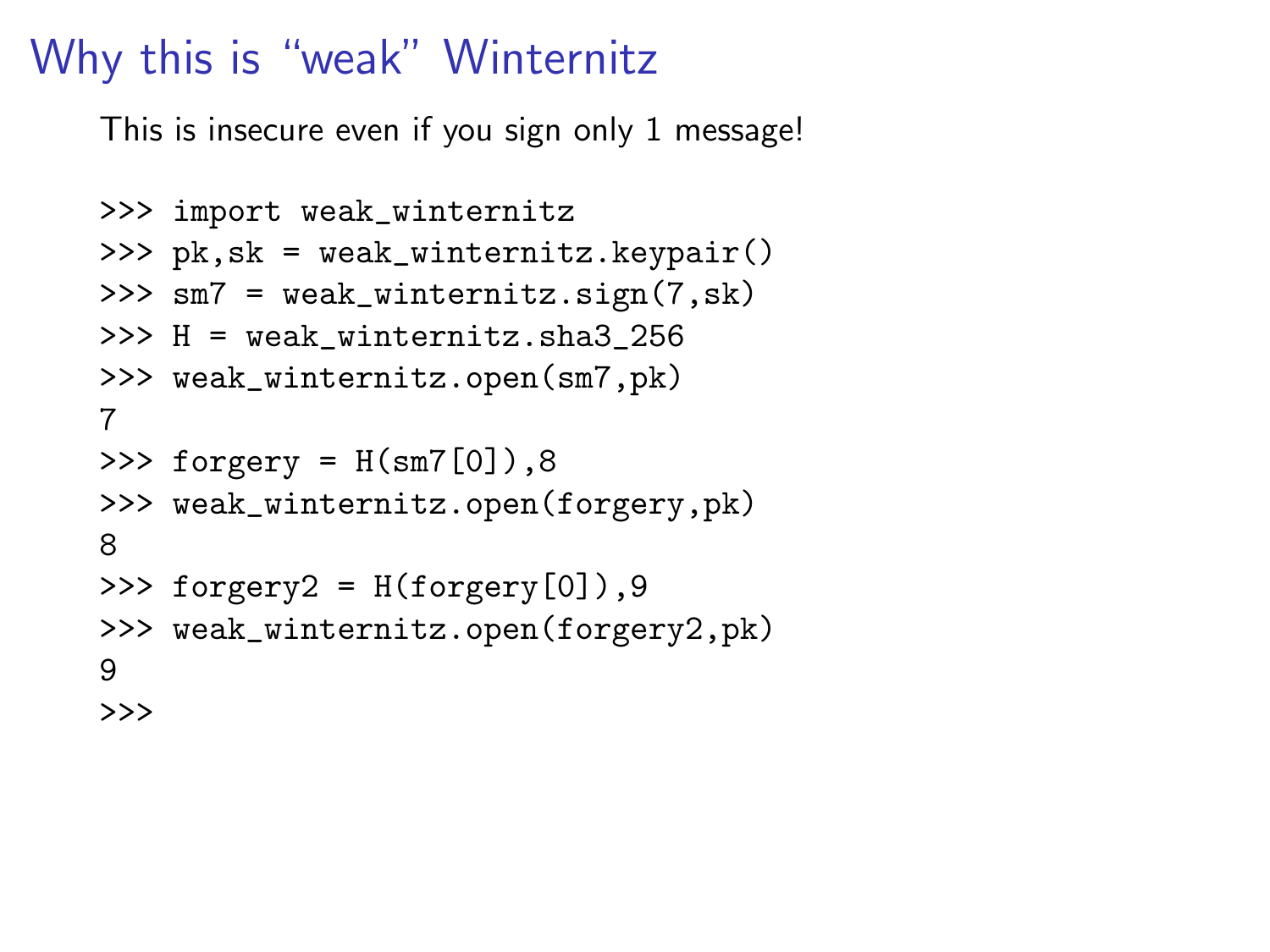# Why this is "weak" Winternitz

This is insecure even if you sign only 1 message!

```
>>> import weak_winternitz
>>> pk,sk = weak_winternitz.keypair()
>>> sm7 = weak_winternitz.sign(7,sk)
>>> H = weak_winternitz.sha3_256
>>> weak_winternitz.open(sm7,pk)
7
>>> forgery = H(sm7[0]),8
>>> weak_winternitz.open(forgery,pk)
8
>>> forgery2 = H(forgery[0]),9
>>> weak_winternitz.open(forgery2,pk)
9
>>>
```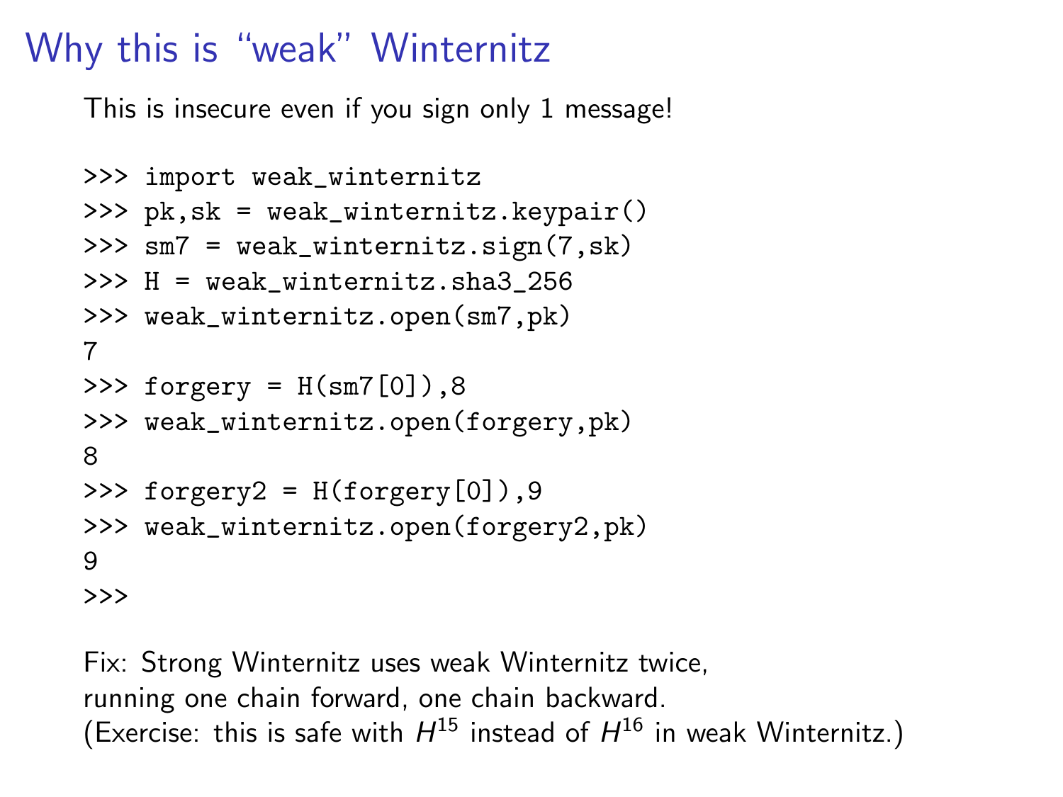# Why this is "weak" Winternitz

This is insecure even if you sign only 1 message!

```
>>> import weak_winternitz
>>> pk,sk = weak_winternitz.keypair()
>>> sm7 = weak_winternitz.sign(7,sk)
>>> H = weak_winternitz.sha3_256
>>> weak_winternitz.open(sm7,pk)
7
>>> forgery = H(sm7[0]),8
>>> weak_winternitz.open(forgery,pk)
8
>>> forgery2 = H(forgery[0]),9
>>> weak_winternitz.open(forgery2,pk)
9
>>>
```

Fix: Strong Winternitz uses weak Winternitz twice, running one chain forward, one chain backward.
(Exercise: this is safe with $H^{15}$ instead of $H^{16}$ in weak Winternitz.)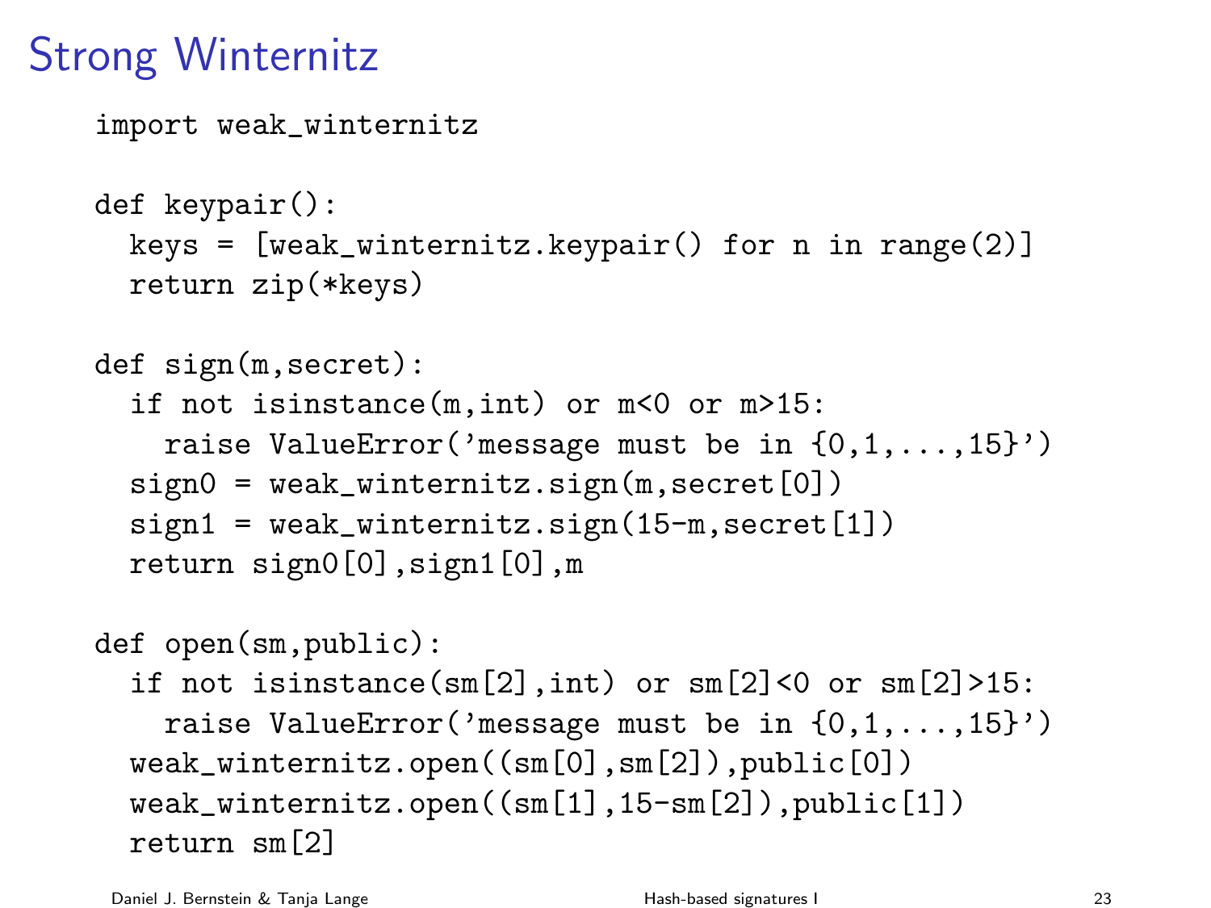# Strong Winternitz

```
import weak_winternitz

def keypair():
  keys = [weak_winternitz.keypair() for n in range(2)]
  return zip(*keys)

def sign(m,secret):
  if not isinstance(m,int) or m<0 or m>15:
    raise ValueError('message must be in {0,1,...,15}')
  sign0 = weak_winternitz.sign(m,secret[0])
  sign1 = weak_winternitz.sign(15-m,secret[1])
  return sign0[0],sign1[0],m

def open(sm,public):
  if not isinstance(sm[2],int) or sm[2]<0 or sm[2]>15:
    raise ValueError('message must be in {0,1,...,15}')
  weak_winternitz.open((sm[0],sm[2]),public[0])
  weak_winternitz.open((sm[1],15-sm[2]),public[1])
  return sm[2]
```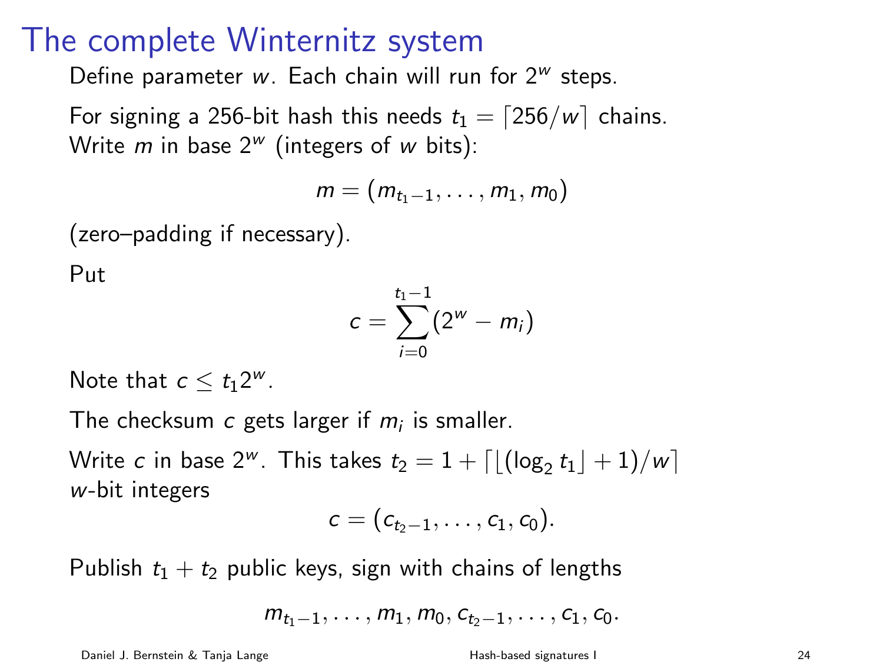# The complete Winternitz system

Define parameter $w$. Each chain will run for $2^w$ steps.

For signing a 256-bit hash this needs $t_1 = \lceil 256/w \rceil$ chains.
Write $m$ in base $2^w$ (integers of $w$ bits):

$$m = (m_{t_1-1}, \ldots, m_1, m_0)$$

(zero–padding if necessary).

Put

$$c = \sum_{i=0}^{t_1-1} (2^w - m_i)$$

Note that $c \leq t_1 2^w$.

The checksum $c$ gets larger if $m_i$ is smaller.

Write $c$ in base $2^w$. This takes $t_2 = 1 + \lceil \lfloor (\log_2 t_1 \rfloor + 1)/w \rceil$ $w$-bit integers

$$c = (c_{t_2-1}, \ldots, c_1, c_0).$$

Publish $t_1 + t_2$ public keys, sign with chains of lengths

$$m_{t_1-1}, \ldots, m_1, m_0, c_{t_2-1}, \ldots, c_1, c_0.$$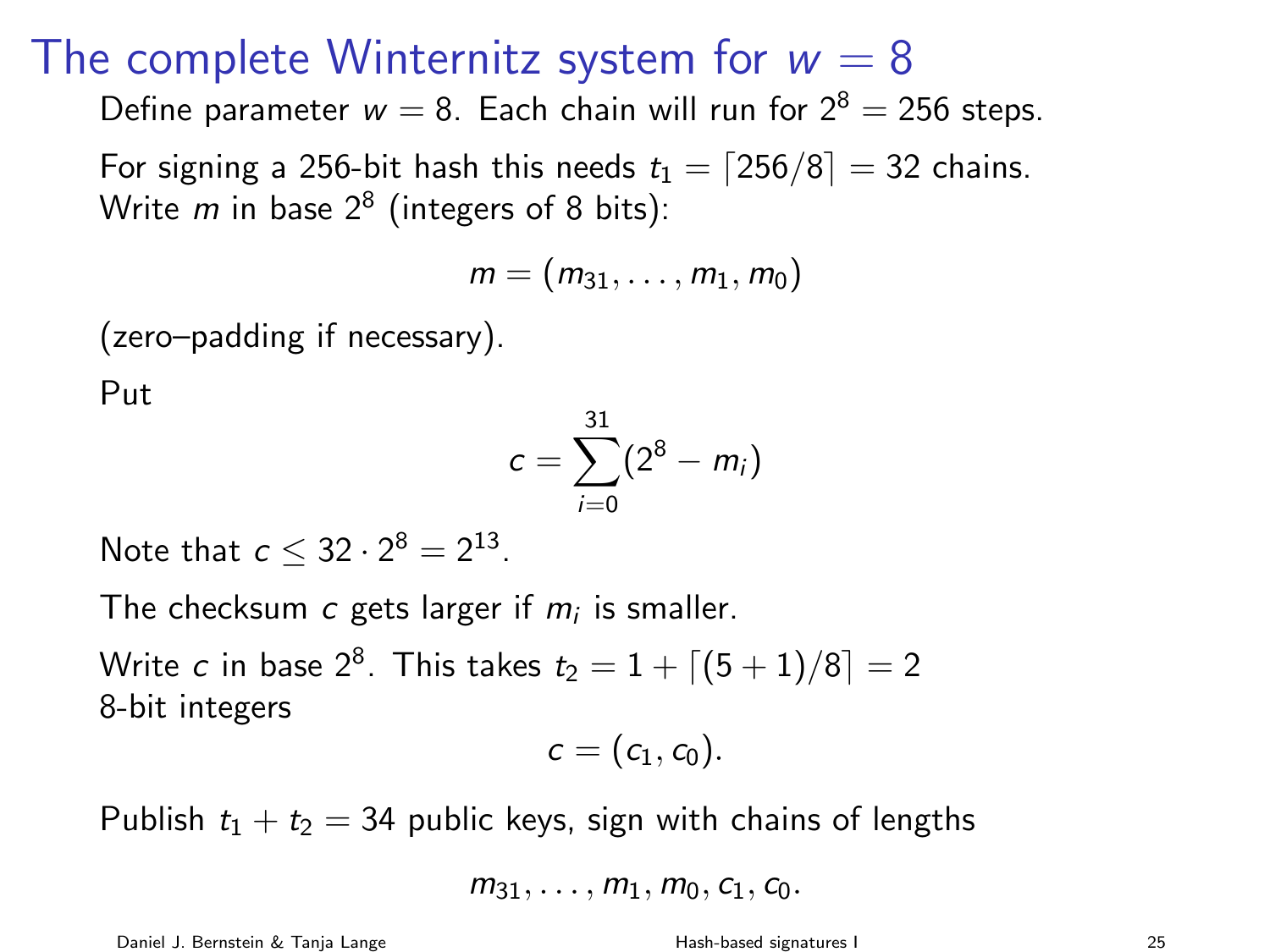# The complete Winternitz system for $w = 8$

Define parameter $w = 8$. Each chain will run for $2^8 = 256$ steps.

For signing a 256-bit hash this needs $t_1 = \lceil 256/8 \rceil = 32$ chains. Write $m$ in base $2^8$ (integers of 8 bits):

$$m = (m_{31}, \ldots, m_1, m_0)$$

(zero–padding if necessary).

Put

$$c = \sum_{i=0}^{31} (2^8 - m_i)$$

Note that $c \leq 32 \cdot 2^8 = 2^{13}$.

The checksum $c$ gets larger if $m_i$ is smaller.

Write $c$ in base $2^8$. This takes $t_2 = 1 + \lceil (5+1)/8 \rceil = 2$ 8-bit integers

$$c = (c_1, c_0).$$

Publish $t_1 + t_2 = 34$ public keys, sign with chains of lengths

$$m_{31}, \ldots, m_1, m_0, c_1, c_0.$$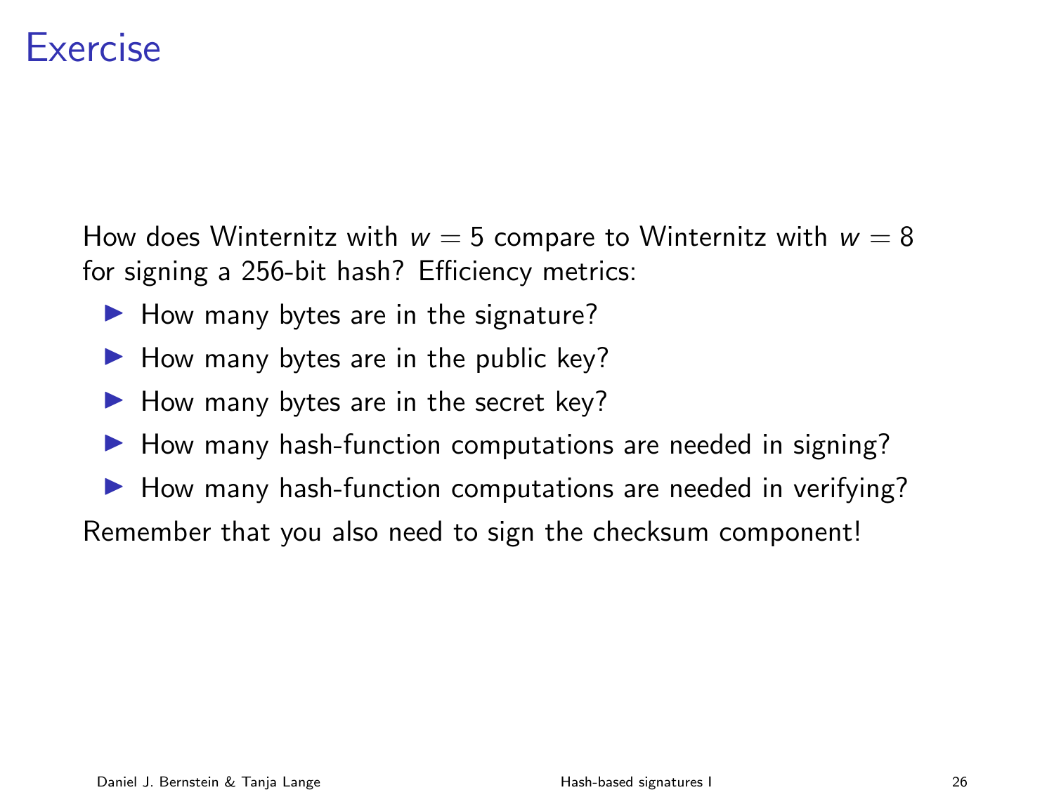# Exercise

How does Winternitz with $w = 5$ compare to Winternitz with $w = 8$ for signing a 256-bit hash? Efficiency metrics:

- How many bytes are in the signature?
- How many bytes are in the public key?
- How many bytes are in the secret key?
- How many hash-function computations are needed in signing?
- How many hash-function computations are needed in verifying?

Remember that you also need to sign the checksum component!